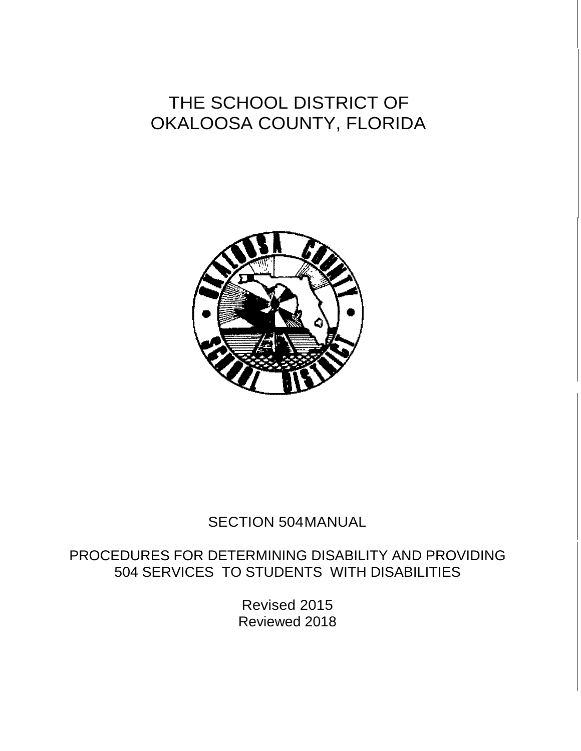# THE SCHOOL DISTRICT OF OKALOOSA COUNTY, FLORIDA

SECTION 504 MANUAL

PROCEDURES FOR DETERMINING DISABILITY AND PROVIDING 504 SERVICES TO STUDENTS WITH DISABILITIES

Revised 2015
Reviewed 2018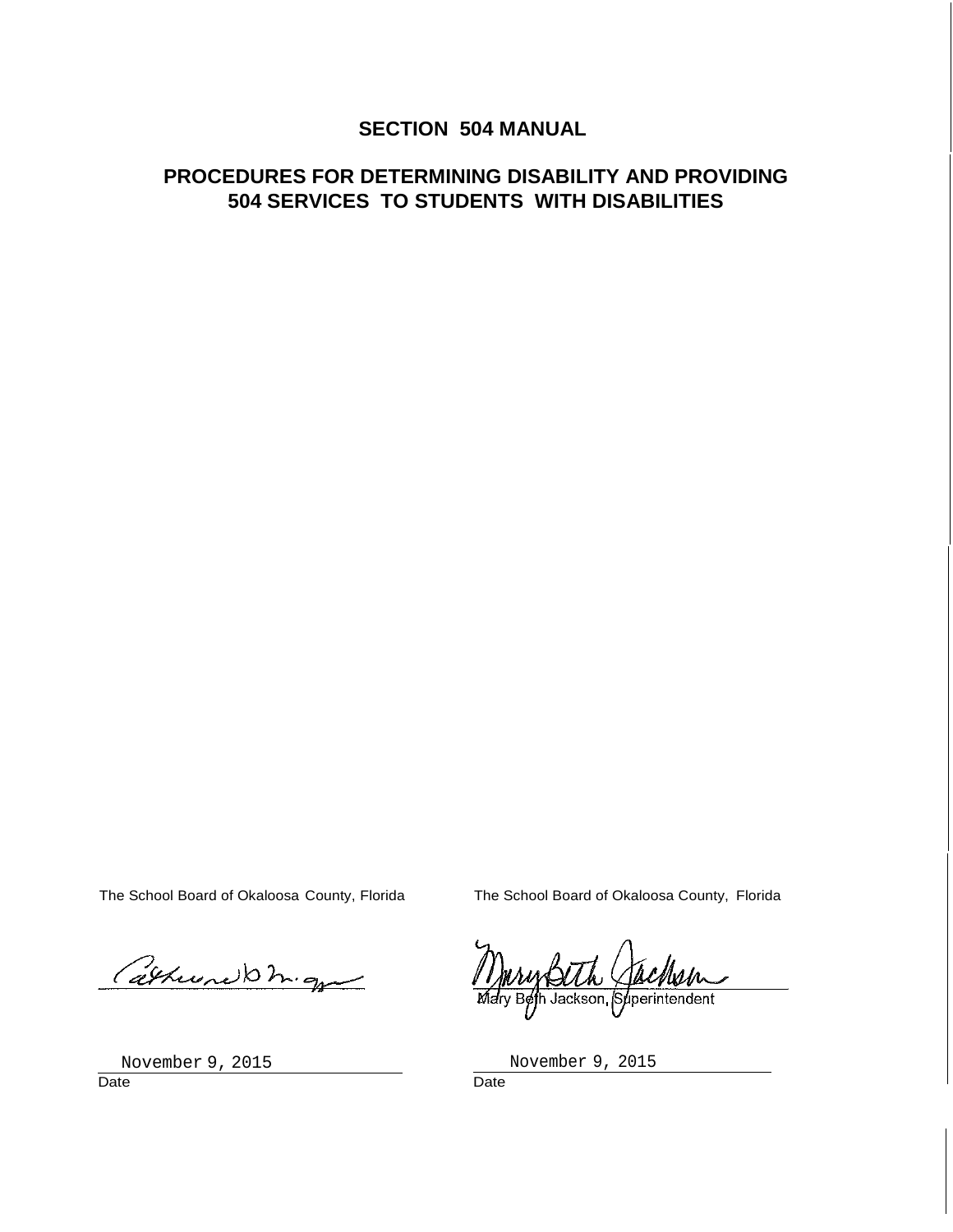# SECTION 504 MANUAL

## PROCEDURES FOR DETERMINING DISABILITY AND PROVIDING 504 SERVICES TO STUDENTS WITH DISABILITIES

The School Board of Okaloosa County, Florida

November 9, 2015
Date

The School Board of Okaloosa County, Florida

Mary Beth Jackson, Superintendent

November 9, 2015
Date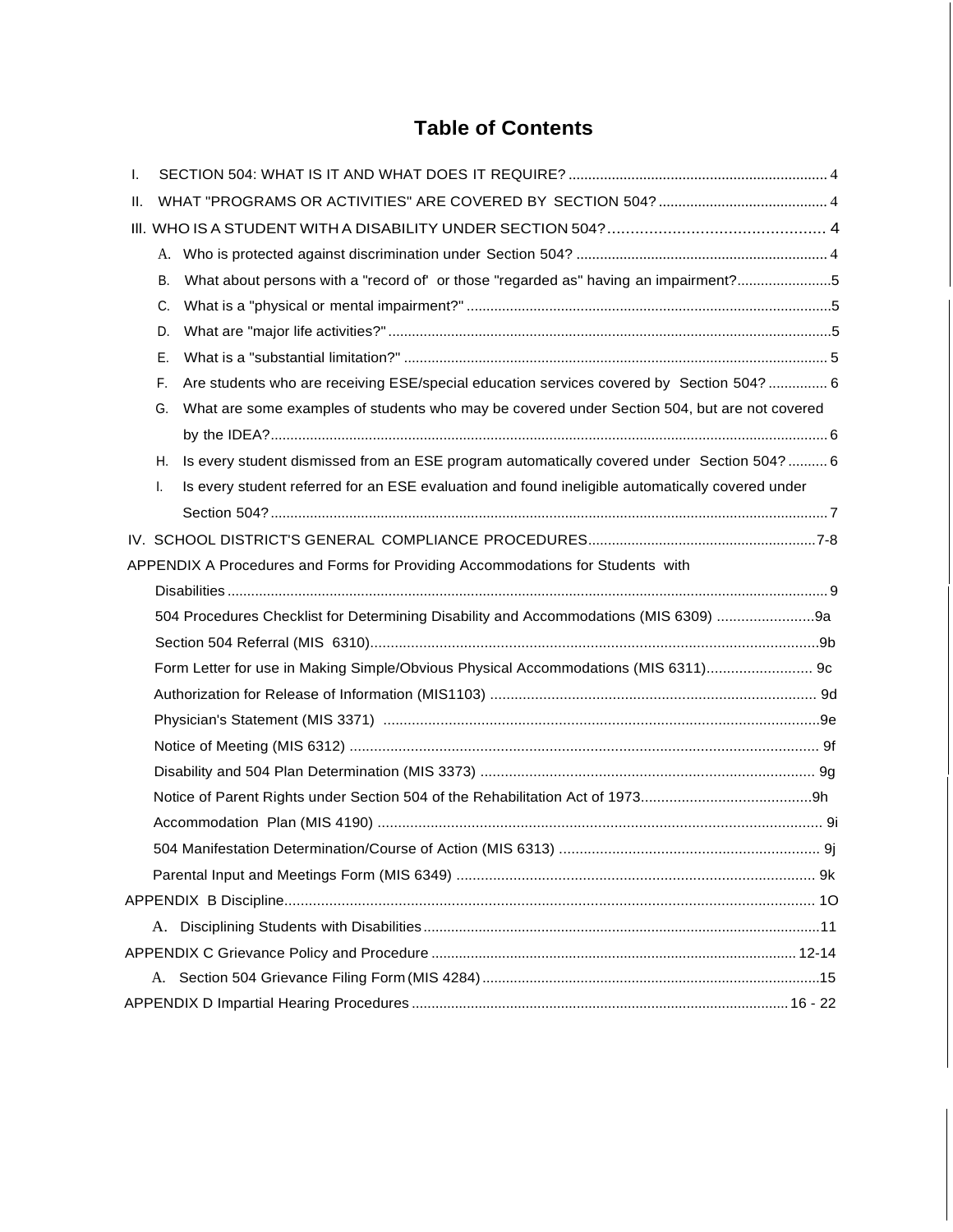# Table of Contents

I. SECTION 504: WHAT IS IT AND WHAT DOES IT REQUIRE? .......... 4

II. WHAT "PROGRAMS OR ACTIVITIES" ARE COVERED BY SECTION 504? .......... 4

III. WHO IS A STUDENT WITH A DISABILITY UNDER SECTION 504? .......... 4

- A. Who is protected against discrimination under Section 504? .......... 4
- B. What about persons with a "record of' or those "regarded as" having an impairment? .......... 5
- C. What is a "physical or mental impairment?" .......... 5
- D. What are "major life activities?" .......... 5
- E. What is a "substantial limitation?" .......... 5
- F. Are students who are receiving ESE/special education services covered by Section 504? .......... 6
- G. What are some examples of students who may be covered under Section 504, but are not covered by the IDEA? .......... 6
- H. Is every student dismissed from an ESE program automatically covered under Section 504? .......... 6
- I. Is every student referred for an ESE evaluation and found ineligible automatically covered under Section 504? .......... 7

IV. SCHOOL DISTRICT'S GENERAL COMPLIANCE PROCEDURES .......... 7-8

APPENDIX A Procedures and Forms for Providing Accommodations for Students with Disabilities .......... 9

- 504 Procedures Checklist for Determining Disability and Accommodations (MIS 6309) .......... 9a
- Section 504 Referral (MIS 6310) .......... 9b
- Form Letter for use in Making Simple/Obvious Physical Accommodations (MIS 6311) .......... 9c
- Authorization for Release of Information (MIS1103) .......... 9d
- Physician's Statement (MIS 3371) .......... 9e
- Notice of Meeting (MIS 6312) .......... 9f
- Disability and 504 Plan Determination (MIS 3373) .......... 9g
- Notice of Parent Rights under Section 504 of the Rehabilitation Act of 1973 .......... 9h
- Accommodation Plan (MIS 4190) .......... 9i
- 504 Manifestation Determination/Course of Action (MIS 6313) .......... 9j
- Parental Input and Meetings Form (MIS 6349) .......... 9k

APPENDIX B Discipline .......... 1O

- A. Disciplining Students with Disabilities .......... 11

APPENDIX C Grievance Policy and Procedure .......... 12-14

- A. Section 504 Grievance Filing Form (MIS 4284) .......... 15

APPENDIX D Impartial Hearing Procedures .......... 16 - 22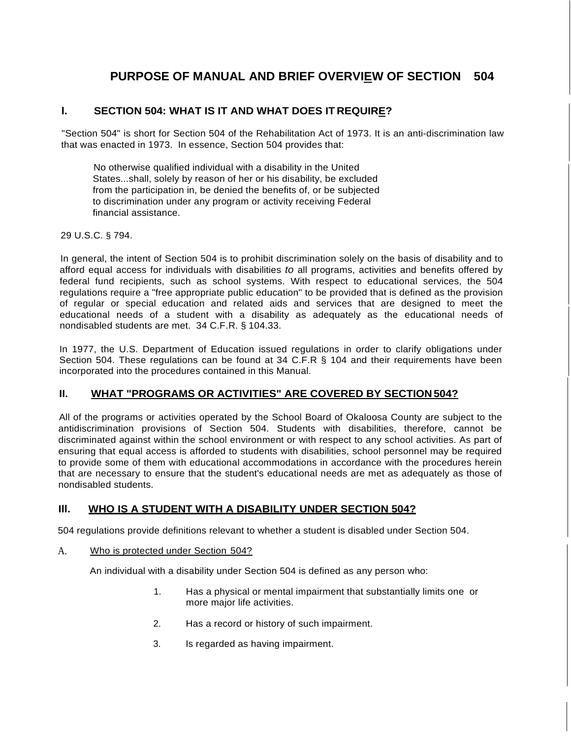# PURPOSE OF MANUAL AND BRIEF OVERVIEW OF SECTION 504

## I. SECTION 504: WHAT IS IT AND WHAT DOES IT REQUIRE?

"Section 504" is short for Section 504 of the Rehabilitation Act of 1973. It is an anti-discrimination law that was enacted in 1973. In essence, Section 504 provides that:

> No otherwise qualified individual with a disability in the United States...shall, solely by reason of her or his disability, be excluded from the participation in, be denied the benefits of, or be subjected to discrimination under any program or activity receiving Federal financial assistance.

29 U.S.C. § 794.

In general, the intent of Section 504 is to prohibit discrimination solely on the basis of disability and to afford equal access for individuals with disabilities *to* all programs, activities and benefits offered by federal fund recipients, such as school systems. With respect to educational services, the 504 regulations require a "free appropriate public education" to be provided that is defined as the provision of regular or special education and related aids and services that are designed to meet the educational needs of a student with a disability as adequately as the educational needs of nondisabled students are met. 34 C.F.R. § 104.33.

In 1977, the U.S. Department of Education issued regulations in order to clarify obligations under Section 504. These regulations can be found at 34 C.F.R § 104 and their requirements have been incorporated into the procedures contained in this Manual.

## II. WHAT "PROGRAMS OR ACTIVITIES" ARE COVERED BY SECTION 504?

All of the programs or activities operated by the School Board of Okaloosa County are subject to the antidiscrimination provisions of Section 504. Students with disabilities, therefore, cannot be discriminated against within the school environment or with respect to any school activities. As part of ensuring that equal access is afforded to students with disabilities, school personnel may be required to provide some of them with educational accommodations in accordance with the procedures herein that are necessary to ensure that the student's educational needs are met as adequately as those of nondisabled students.

## III. WHO IS A STUDENT WITH A DISABILITY UNDER SECTION 504?

504 regulations provide definitions relevant to whether a student is disabled under Section 504.

### A. Who is protected under Section 504?

An individual with a disability under Section 504 is defined as any person who:

1. Has a physical or mental impairment that substantially limits one or more major life activities.
2. Has a record or history of such impairment.
3. Is regarded as having impairment.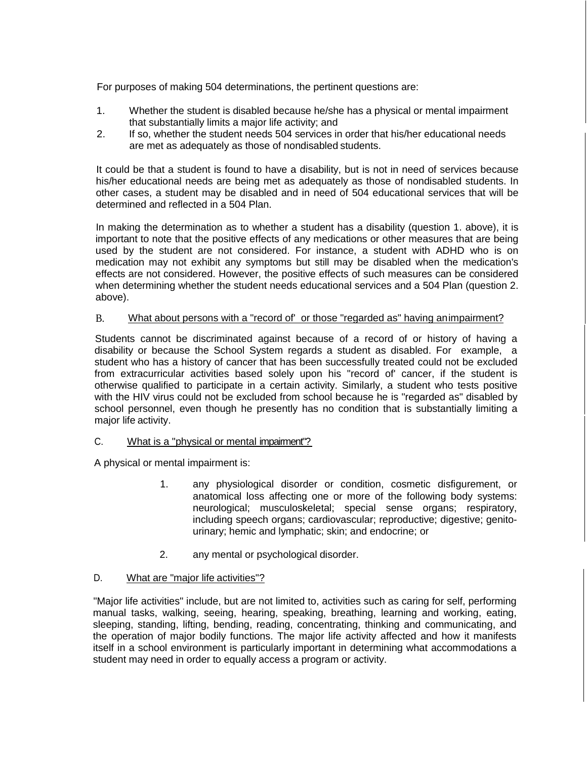For purposes of making 504 determinations, the pertinent questions are:

1. Whether the student is disabled because he/she has a physical or mental impairment that substantially limits a major life activity; and
2. If so, whether the student needs 504 services in order that his/her educational needs are met as adequately as those of nondisabled students.

It could be that a student is found to have a disability, but is not in need of services because his/her educational needs are being met as adequately as those of nondisabled students. In other cases, a student may be disabled and in need of 504 educational services that will be determined and reflected in a 504 Plan.

In making the determination as to whether a student has a disability (question 1. above), it is important to note that the positive effects of any medications or other measures that are being used by the student are not considered. For instance, a student with ADHD who is on medication may not exhibit any symptoms but still may be disabled when the medication's effects are not considered. However, the positive effects of such measures can be considered when determining whether the student needs educational services and a 504 Plan (question 2. above).

### B. What about persons with a "record of' or those "regarded as" having an impairment?

Students cannot be discriminated against because of a record of or history of having a disability or because the School System regards a student as disabled. For example, a student who has a history of cancer that has been successfully treated could not be excluded from extracurricular activities based solely upon his "record of' cancer, if the student is otherwise qualified to participate in a certain activity. Similarly, a student who tests positive with the HIV virus could not be excluded from school because he is "regarded as" disabled by school personnel, even though he presently has no condition that is substantially limiting a major life activity.

### C. What is a "physical or mental impairment"?

A physical or mental impairment is:

1. any physiological disorder or condition, cosmetic disfigurement, or anatomical loss affecting one or more of the following body systems: neurological; musculoskeletal; special sense organs; respiratory, including speech organs; cardiovascular; reproductive; digestive; genito-urinary; hemic and lymphatic; skin; and endocrine; or
2. any mental or psychological disorder.

### D. What are "major life activities"?

"Major life activities" include, but are not limited to, activities such as caring for self, performing manual tasks, walking, seeing, hearing, speaking, breathing, learning and working, eating, sleeping, standing, lifting, bending, reading, concentrating, thinking and communicating, and the operation of major bodily functions. The major life activity affected and how it manifests itself in a school environment is particularly important in determining what accommodations a student may need in order to equally access a program or activity.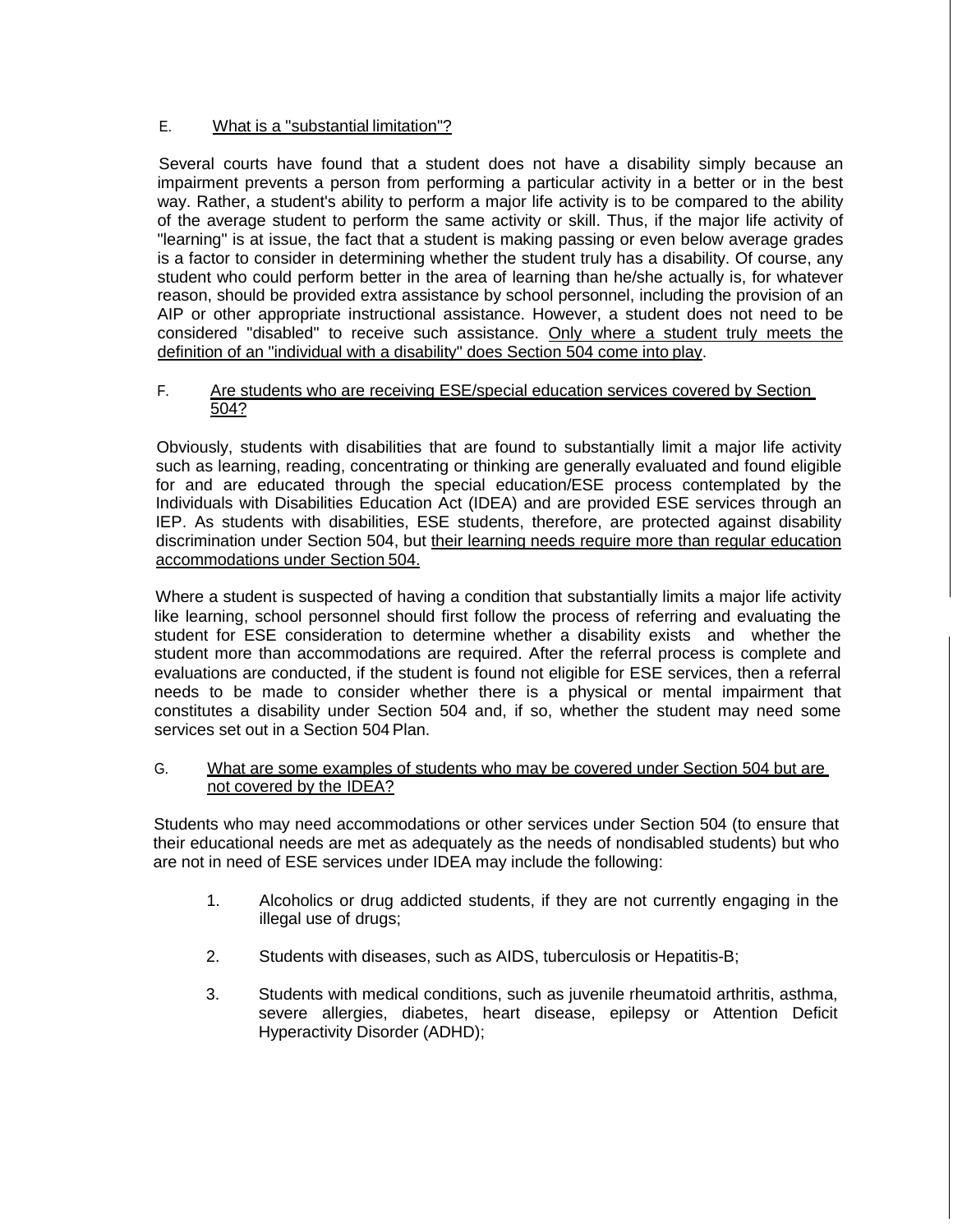### E. What is a "substantial limitation"?

Several courts have found that a student does not have a disability simply because an impairment prevents a person from performing a particular activity in a better or in the best way. Rather, a student's ability to perform a major life activity is to be compared to the ability of the average student to perform the same activity or skill. Thus, if the major life activity of "learning" is at issue, the fact that a student is making passing or even below average grades is a factor to consider in determining whether the student truly has a disability. Of course, any student who could perform better in the area of learning than he/she actually is, for whatever reason, should be provided extra assistance by school personnel, including the provision of an AIP or other appropriate instructional assistance. However, a student does not need to be considered "disabled" to receive such assistance. Only where a student truly meets the definition of an "individual with a disability" does Section 504 come into play.

### F. Are students who are receiving ESE/special education services covered by Section 504?

Obviously, students with disabilities that are found to substantially limit a major life activity such as learning, reading, concentrating or thinking are generally evaluated and found eligible for and are educated through the special education/ESE process contemplated by the Individuals with Disabilities Education Act (IDEA) and are provided ESE services through an IEP. As students with disabilities, ESE students, therefore, are protected against disability discrimination under Section 504, but their learning needs require more than regular education accommodations under Section 504.

Where a student is suspected of having a condition that substantially limits a major life activity like learning, school personnel should first follow the process of referring and evaluating the student for ESE consideration to determine whether a disability exists and whether the student more than accommodations are required. After the referral process is complete and evaluations are conducted, if the student is found not eligible for ESE services, then a referral needs to be made to consider whether there is a physical or mental impairment that constitutes a disability under Section 504 and, if so, whether the student may need some services set out in a Section 504 Plan.

### G. What are some examples of students who may be covered under Section 504 but are not covered by the IDEA?

Students who may need accommodations or other services under Section 504 (to ensure that their educational needs are met as adequately as the needs of nondisabled students) but who are not in need of ESE services under IDEA may include the following:

1. Alcoholics or drug addicted students, if they are not currently engaging in the illegal use of drugs;
2. Students with diseases, such as AIDS, tuberculosis or Hepatitis-B;
3. Students with medical conditions, such as juvenile rheumatoid arthritis, asthma, severe allergies, diabetes, heart disease, epilepsy or Attention Deficit Hyperactivity Disorder (ADHD);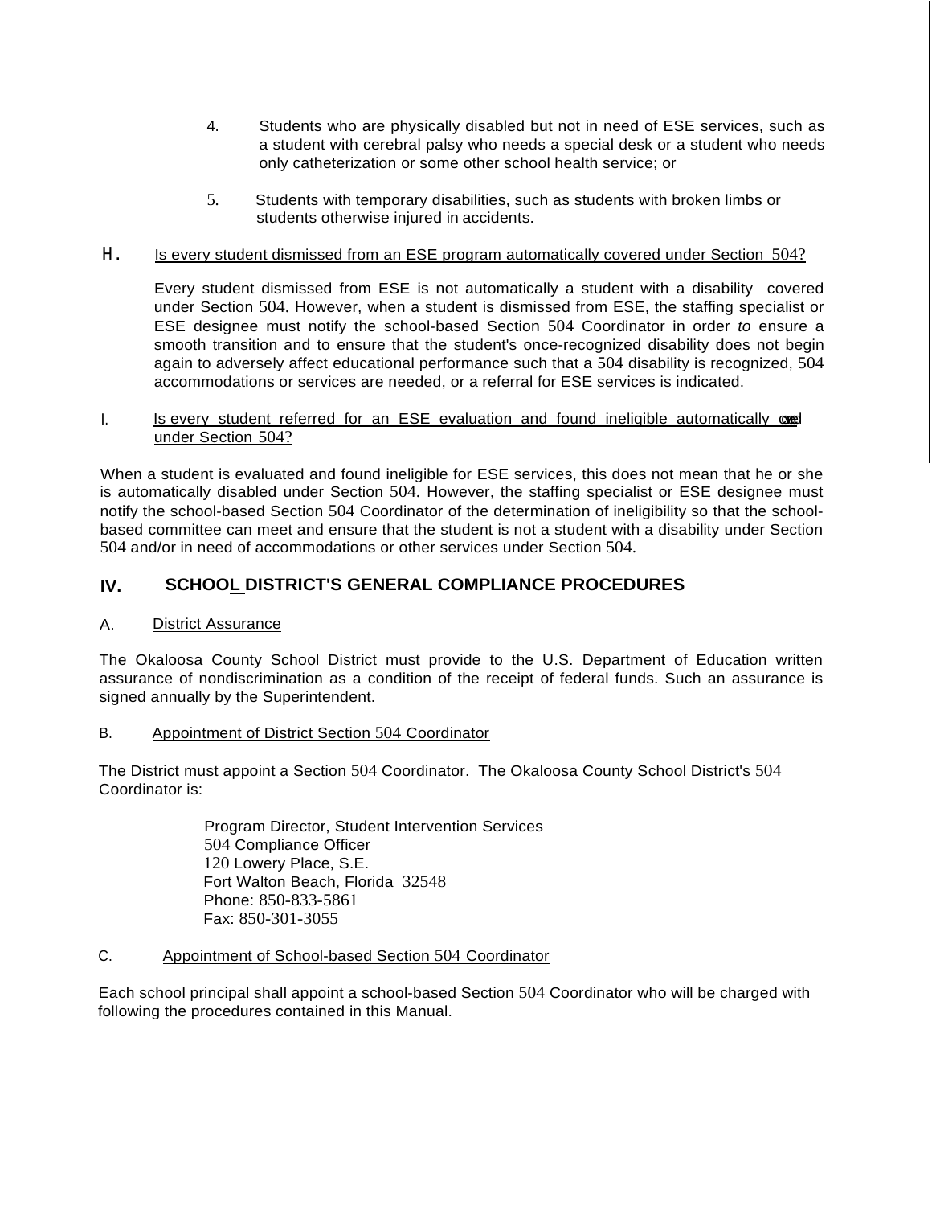4. Students who are physically disabled but not in need of ESE services, such as a student with cerebral palsy who needs a special desk or a student who needs only catheterization or some other school health service; or

5. Students with temporary disabilities, such as students with broken limbs or students otherwise injured in accidents.

H. Is every student dismissed from an ESE program automatically covered under Section 504?

Every student dismissed from ESE is not automatically a student with a disability covered under Section 504. However, when a student is dismissed from ESE, the staffing specialist or ESE designee must notify the school-based Section 504 Coordinator in order *to* ensure a smooth transition and to ensure that the student's once-recognized disability does not begin again to adversely affect educational performance such that a 504 disability is recognized, 504 accommodations or services are needed, or a referral for ESE services is indicated.

I. Is every student referred for an ESE evaluation and found ineligible automatically covered under Section 504?

When a student is evaluated and found ineligible for ESE services, this does not mean that he or she is automatically disabled under Section 504. However, the staffing specialist or ESE designee must notify the school-based Section 504 Coordinator of the determination of ineligibility so that the school-based committee can meet and ensure that the student is not a student with a disability under Section 504 and/or in need of accommodations or other services under Section 504.

## IV. SCHOOL DISTRICT'S GENERAL COMPLIANCE PROCEDURES

A. District Assurance

The Okaloosa County School District must provide to the U.S. Department of Education written assurance of nondiscrimination as a condition of the receipt of federal funds. Such an assurance is signed annually by the Superintendent.

B. Appointment of District Section 504 Coordinator

The District must appoint a Section 504 Coordinator. The Okaloosa County School District's 504 Coordinator is:

Program Director, Student Intervention Services
504 Compliance Officer
120 Lowery Place, S.E.
Fort Walton Beach, Florida 32548
Phone: 850-833-5861
Fax: 850-301-3055

C. Appointment of School-based Section 504 Coordinator

Each school principal shall appoint a school-based Section 504 Coordinator who will be charged with following the procedures contained in this Manual.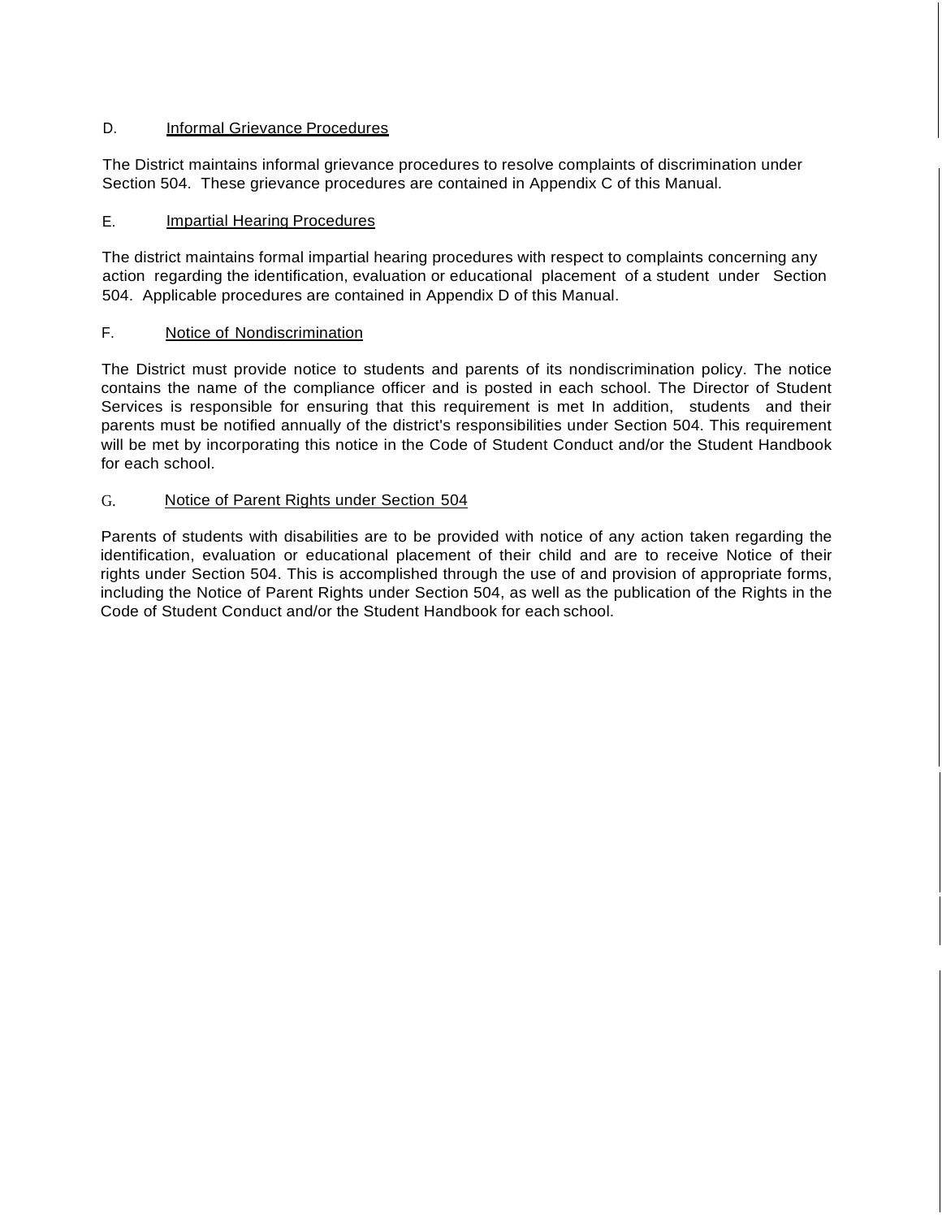D. <u>Informal Grievance Procedures</u>

The District maintains informal grievance procedures to resolve complaints of discrimination under Section 504. These grievance procedures are contained in Appendix C of this Manual.

E. <u>Impartial Hearing Procedures</u>

The district maintains formal impartial hearing procedures with respect to complaints concerning any action regarding the identification, evaluation or educational placement of a student under Section 504. Applicable procedures are contained in Appendix D of this Manual.

F. <u>Notice of Nondiscrimination</u>

The District must provide notice to students and parents of its nondiscrimination policy. The notice contains the name of the compliance officer and is posted in each school. The Director of Student Services is responsible for ensuring that this requirement is met In addition, students and their parents must be notified annually of the district's responsibilities under Section 504. This requirement will be met by incorporating this notice in the Code of Student Conduct and/or the Student Handbook for each school.

G. <u>Notice of Parent Rights under Section 504</u>

Parents of students with disabilities are to be provided with notice of any action taken regarding the identification, evaluation or educational placement of their child and are to receive Notice of their rights under Section 504. This is accomplished through the use of and provision of appropriate forms, including the Notice of Parent Rights under Section 504, as well as the publication of the Rights in the Code of Student Conduct and/or the Student Handbook for each school.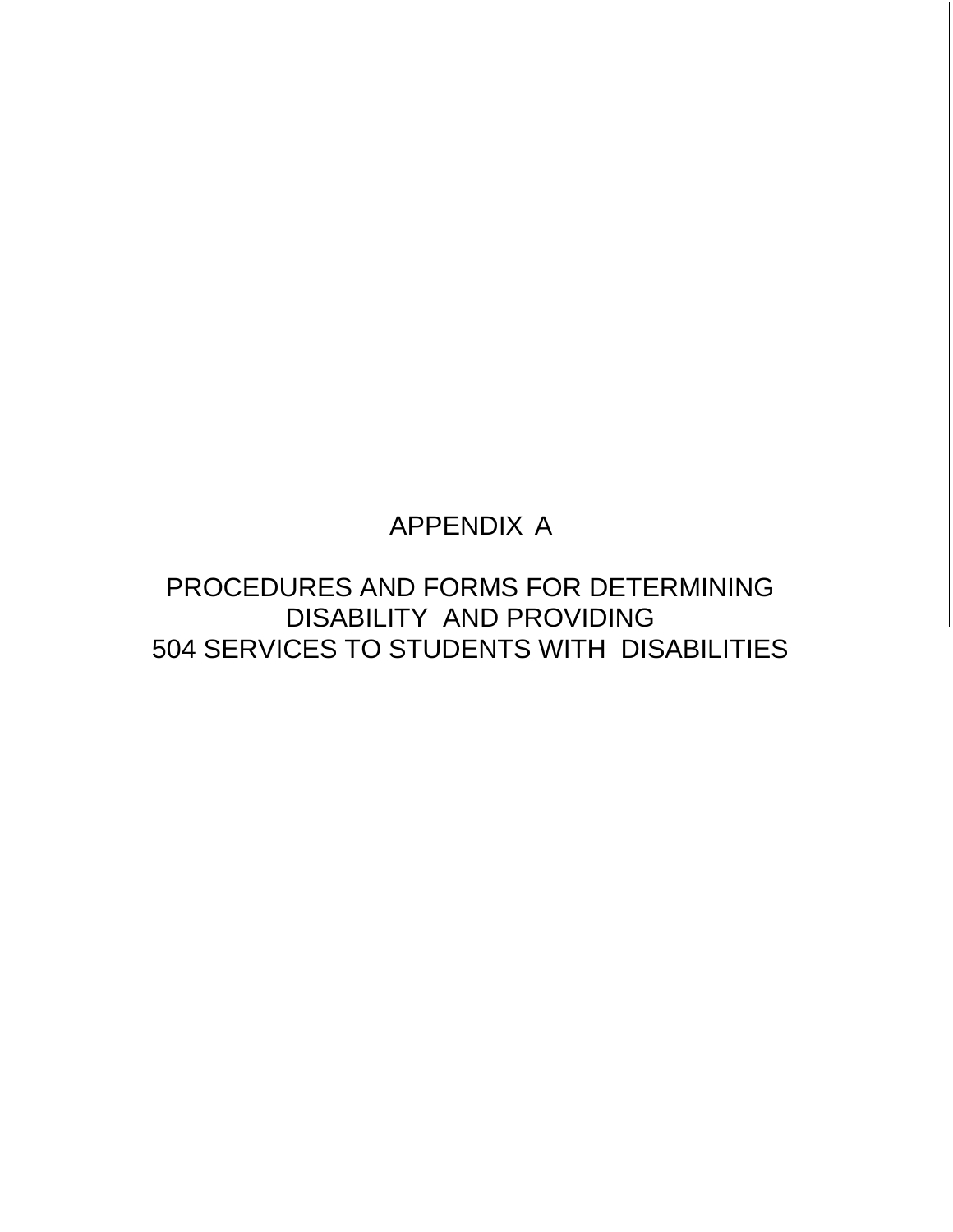# APPENDIX A

## PROCEDURES AND FORMS FOR DETERMINING DISABILITY AND PROVIDING 504 SERVICES TO STUDENTS WITH DISABILITIES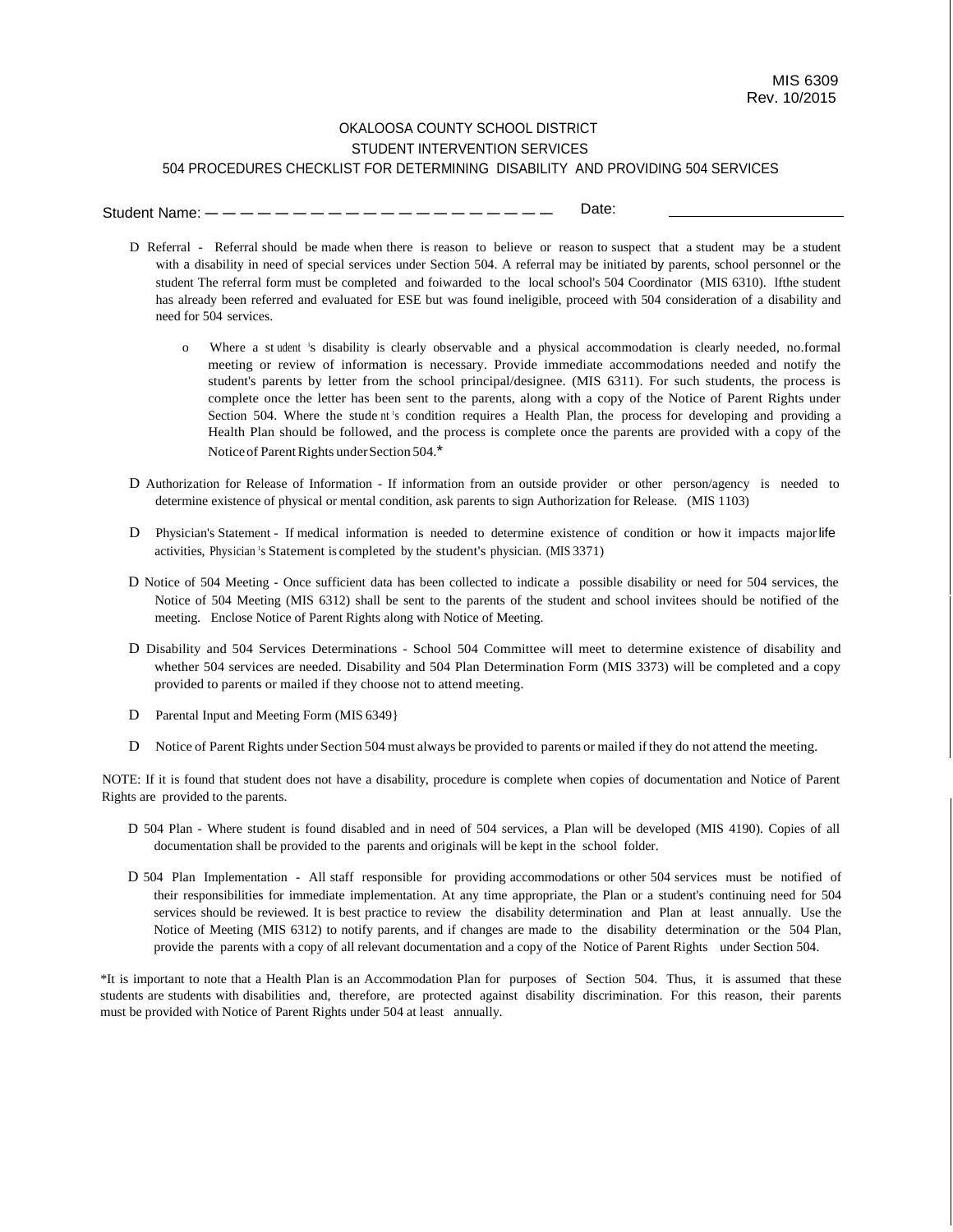MIS 6309
Rev. 10/2015

# OKALOOSA COUNTY SCHOOL DISTRICT
## STUDENT INTERVENTION SERVICES
### 504 PROCEDURES CHECKLIST FOR DETERMINING DISABILITY AND PROVIDING 504 SERVICES

Student Name: — — — — — — — — — — — — — — — — — — — — Date: ____________________

- D Referral - Referral should be made when there is reason to believe or reason to suspect that a student may be a student with a disability in need of special services under Section 504. A referral may be initiated by parents, school personnel or the student The referral form must be completed and foiwarded to the local school's 504 Coordinator (MIS 6310). lfthe student has already been referred and evaluated for ESE but was found ineligible, proceed with 504 consideration of a disability and need for 504 services.
  - o Where a student's disability is clearly observable and a physical accommodation is clearly needed, no.formal meeting or review of information is necessary. Provide immediate accommodations needed and notify the student's parents by letter from the school principal/designee. (MIS 6311). For such students, the process is complete once the letter has been sent to the parents, along with a copy of the Notice of Parent Rights under Section 504. Where the student's condition requires a Health Plan, the process for developing and providing a Health Plan should be followed, and the process is complete once the parents are provided with a copy of the Notice of Parent Rights under Section 504.*

- D Authorization for Release of Information - If information from an outside provider or other person/agency is needed to determine existence of physical or mental condition, ask parents to sign Authorization for Release. (MIS 1103)

- D Physician's Statement - If medical information is needed to determine existence of condition or how it impacts major life activities, Physician's Statement is completed by the student's physician. (MIS 3371)

- D Notice of 504 Meeting - Once sufficient data has been collected to indicate a possible disability or need for 504 services, the Notice of 504 Meeting (MIS 6312) shall be sent to the parents of the student and school invitees should be notified of the meeting. Enclose Notice of Parent Rights along with Notice of Meeting.

- D Disability and 504 Services Determinations - School 504 Committee will meet to determine existence of disability and whether 504 services are needed. Disability and 504 Plan Determination Form (MIS 3373) will be completed and a copy provided to parents or mailed if they choose not to attend meeting.

- D Parental Input and Meeting Form (MIS 6349}

- D Notice of Parent Rights under Section 504 must always be provided to parents or mailed if they do not attend the meeting.

NOTE: If it is found that student does not have a disability, procedure is complete when copies of documentation and Notice of Parent Rights are provided to the parents.

- D 504 Plan - Where student is found disabled and in need of 504 services, a Plan will be developed (MIS 4190). Copies of all documentation shall be provided to the parents and originals will be kept in the school folder.

- D 504 Plan Implementation - All staff responsible for providing accommodations or other 504 services must be notified of their responsibilities for immediate implementation. At any time appropriate, the Plan or a student's continuing need for 504 services should be reviewed. It is best practice to review the disability determination and Plan at least annually. Use the Notice of Meeting (MIS 6312) to notify parents, and if changes are made to the disability determination or the 504 Plan, provide the parents with a copy of all relevant documentation and a copy of the Notice of Parent Rights under Section 504.

*It is important to note that a Health Plan is an Accommodation Plan for purposes of Section 504. Thus, it is assumed that these students are students with disabilities and, therefore, are protected against disability discrimination. For this reason, their parents must be provided with Notice of Parent Rights under 504 at least annually.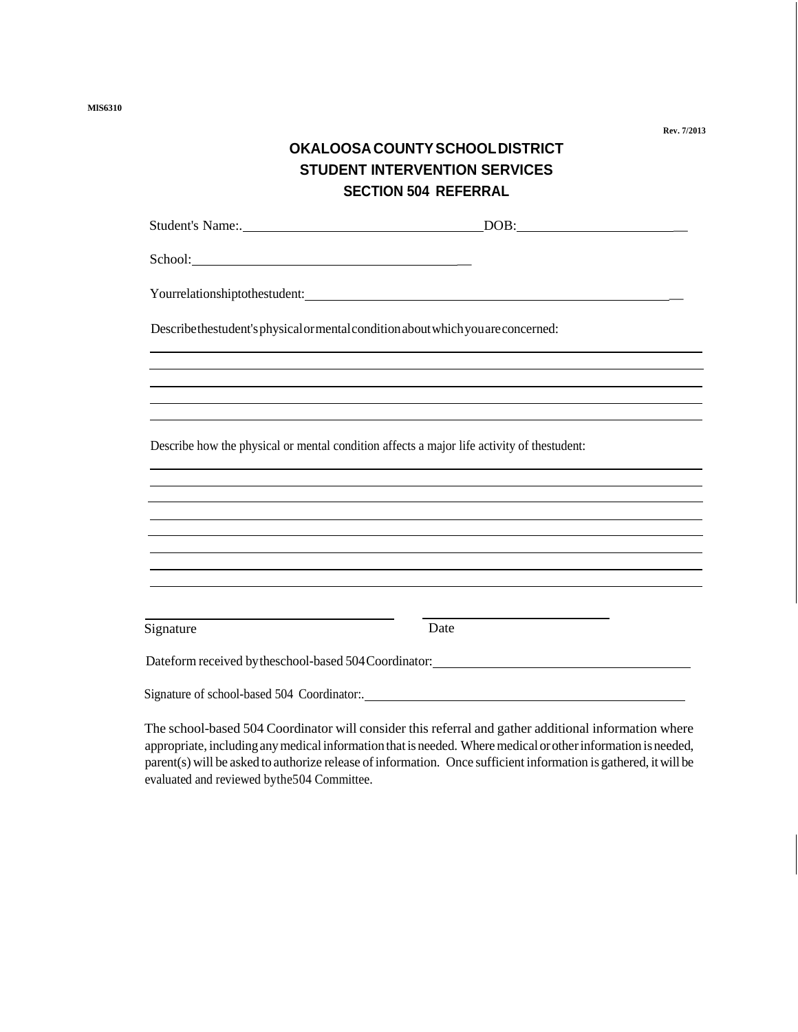MIS6310

Rev. 7/2013

# OKALOOSA COUNTY SCHOOL DISTRICT
## STUDENT INTERVENTION SERVICES
## SECTION 504 REFERRAL

Student's Name:.____________________ DOB:____________________

School:____________________

Your relationship to the student:____________________

Describe the student's physical or mental condition about which you are concerned:

______________________________________________________________________

______________________________________________________________________

______________________________________________________________________

______________________________________________________________________

______________________________________________________________________

Describe how the physical or mental condition affects a major life activity of the student:

______________________________________________________________________

______________________________________________________________________

______________________________________________________________________

______________________________________________________________________

______________________________________________________________________

______________________________________________________________________

______________________________________________________________________

______________________________________________________________________

____________________ ____________________
Signature Date

Date form received by the school-based 504 Coordinator:____________________

Signature of school-based 504 Coordinator:.____________________

The school-based 504 Coordinator will consider this referral and gather additional information where appropriate, including any medical information that is needed. Where medical or other information is needed, parent(s) will be asked to authorize release of information. Once sufficient information is gathered, it will be evaluated and reviewed by the 504 Committee.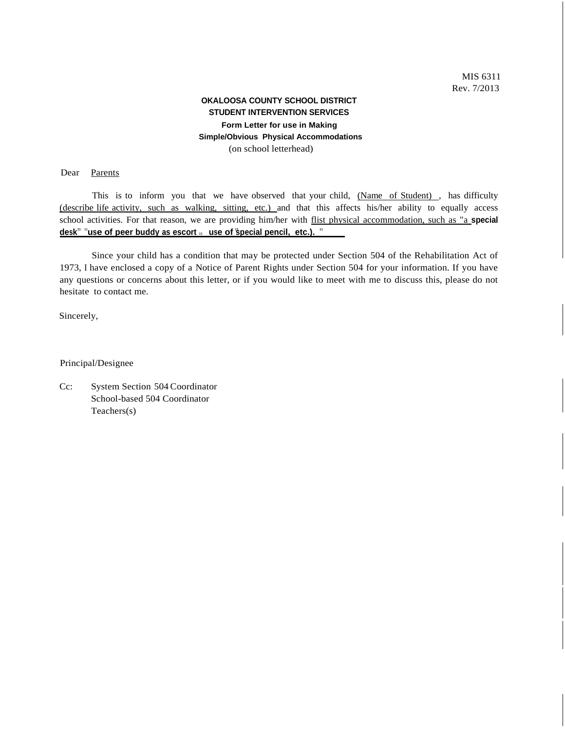MIS 6311
Rev. 7/2013

**OKALOOSA COUNTY SCHOOL DISTRICT**
**STUDENT INTERVENTION SERVICES**
**Form Letter for use in Making**
**Simple/Obvious Physical Accommodations**
(on school letterhead)

Dear Parents

This is to inform you that we have observed that your child, (Name of Student) , has difficulty (describe life activity, such as walking, sitting, etc.) and that this affects his/her ability to equally access school activities. For that reason, we are providing him/her with flist physical accommodation, such as "a **special desk" "use of peer buddy as escort " use of "special pencil, etc.). "**

Since your child has a condition that may be protected under Section 504 of the Rehabilitation Act of 1973, I have enclosed a copy of a Notice of Parent Rights under Section 504 for your information. If you have any questions or concerns about this letter, or if you would like to meet with me to discuss this, please do not hesitate to contact me.

Sincerely,

Principal/Designee

Cc: System Section 504 Coordinator
School-based 504 Coordinator
Teachers(s)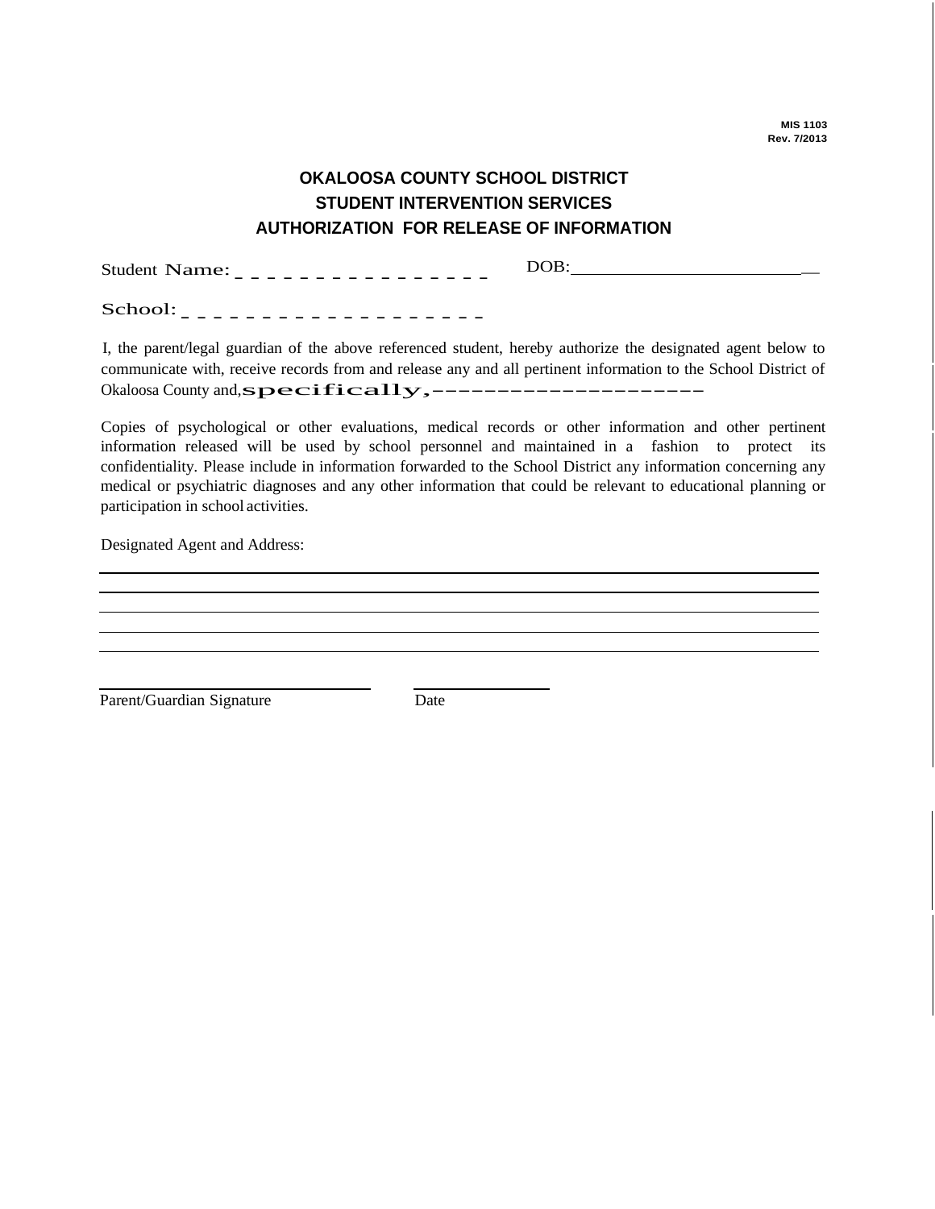MIS 1103
Rev. 7/2013

# OKALOOSA COUNTY SCHOOL DISTRICT
## STUDENT INTERVENTION SERVICES
## AUTHORIZATION FOR RELEASE OF INFORMATION

Student Name: _ _ _ _ _ _ _ _ _ _ _ _ _ _ _ _ DOB: ____________________________

School: _ _ _ _ _ _ _ _ _ _ _ _ _ _ _ _ _ _ _

I, the parent/legal guardian of the above referenced student, hereby authorize the designated agent below to communicate with, receive records from and release any and all pertinent information to the School District of Okaloosa County and, specifically, ______________________

Copies of psychological or other evaluations, medical records or other information and other pertinent information released will be used by school personnel and maintained in a fashion to protect its confidentiality. Please include in information forwarded to the School District any information concerning any medical or psychiatric diagnoses and any other information that could be relevant to educational planning or participation in school activities.

Designated Agent and Address:

______________________________________________________________________________

______________________________________________________________________________

______________________________________________________________________________

______________________________________________________________________________

______________________________________________________________________________

______________________________ ______________
Parent/Guardian Signature Date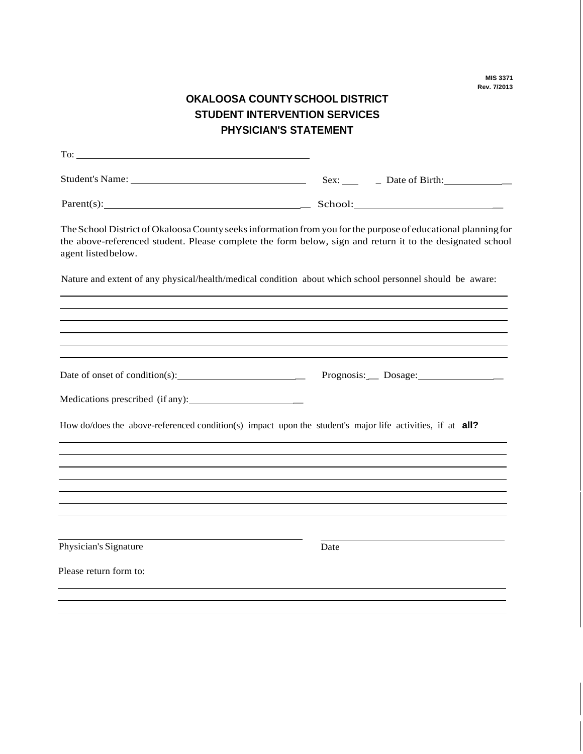MIS 3371
Rev. 7/2013

# OKALOOSA COUNTY SCHOOL DISTRICT
## STUDENT INTERVENTION SERVICES
## PHYSICIAN'S STATEMENT

To: ______________________________________________

Student's Name: ___________________________________ Sex: ____ _ Date of Birth: ______________

Parent(s): ________________________________________ School: ___________________________

The School District of Okaloosa County seeks information from you for the purpose of educational planning for the above-referenced student. Please complete the form below, sign and return it to the designated school agent listed below.

Nature and extent of any physical/health/medical condition about which school personnel should be aware:

______________________________________________________________________________

______________________________________________________________________________

______________________________________________________________________________

______________________________________________________________________________

______________________________________________________________________________

______________________________________________________________________________

Date of onset of condition(s): __________________________ Prognosis: __ Dosage: ________________

Medications prescribed (if any): ______________________

How do/does the above-referenced condition(s) impact upon the student's major life activities, if at **all?**

______________________________________________________________________________

______________________________________________________________________________

______________________________________________________________________________

______________________________________________________________________________

______________________________________________________________________________

______________________________________________________________________________

______________________________________________________________________________

______________________________________________ ______________________________________

Physician's Signature Date

Please return form to:

______________________________________________________________________________

______________________________________________________________________________

______________________________________________________________________________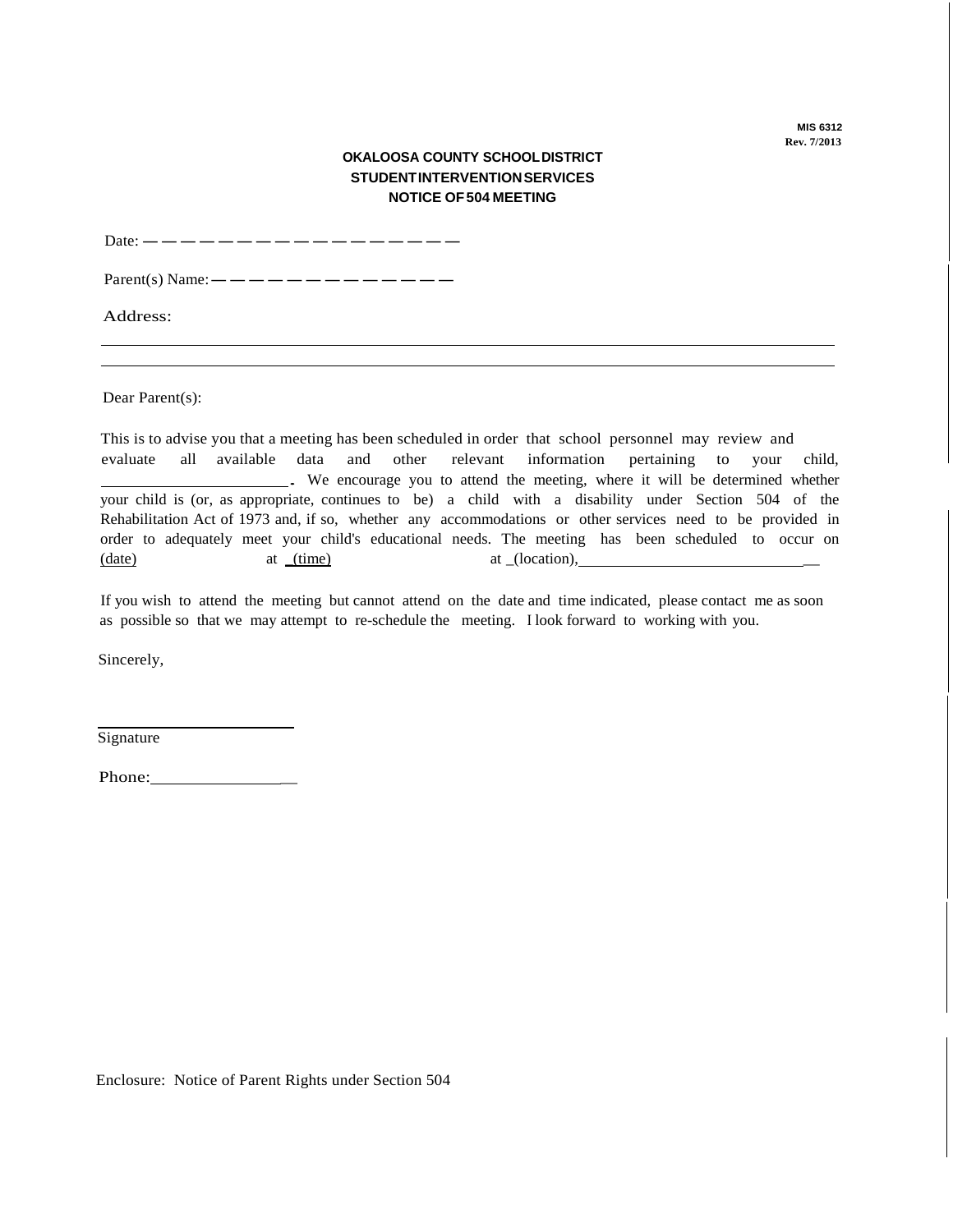MIS 6312
Rev. 7/2013

**OKALOOSA COUNTY SCHOOL DISTRICT**
**STUDENT INTERVENTION SERVICES**
**NOTICE OF 504 MEETING**

Date: ___________________

Parent(s) Name: ______________

Address:

______________________________________________________________________

______________________________________________________________________

Dear Parent(s):

This is to advise you that a meeting has been scheduled in order that school personnel may review and evaluate all available data and other relevant information pertaining to your child, ______________________. We encourage you to attend the meeting, where it will be determined whether your child is (or, as appropriate, continues to be) a child with a disability under Section 504 of the Rehabilitation Act of 1973 and, if so, whether any accommodations or other services need to be provided in order to adequately meet your child's educational needs. The meeting has been scheduled to occur on (date) at _(time) at _(location), ____________________________

If you wish to attend the meeting but cannot attend on the date and time indicated, please contact me as soon as possible so that we may attempt to re-schedule the meeting. I look forward to working with you.

Sincerely,

______________________
Signature

Phone: ______________

Enclosure: Notice of Parent Rights under Section 504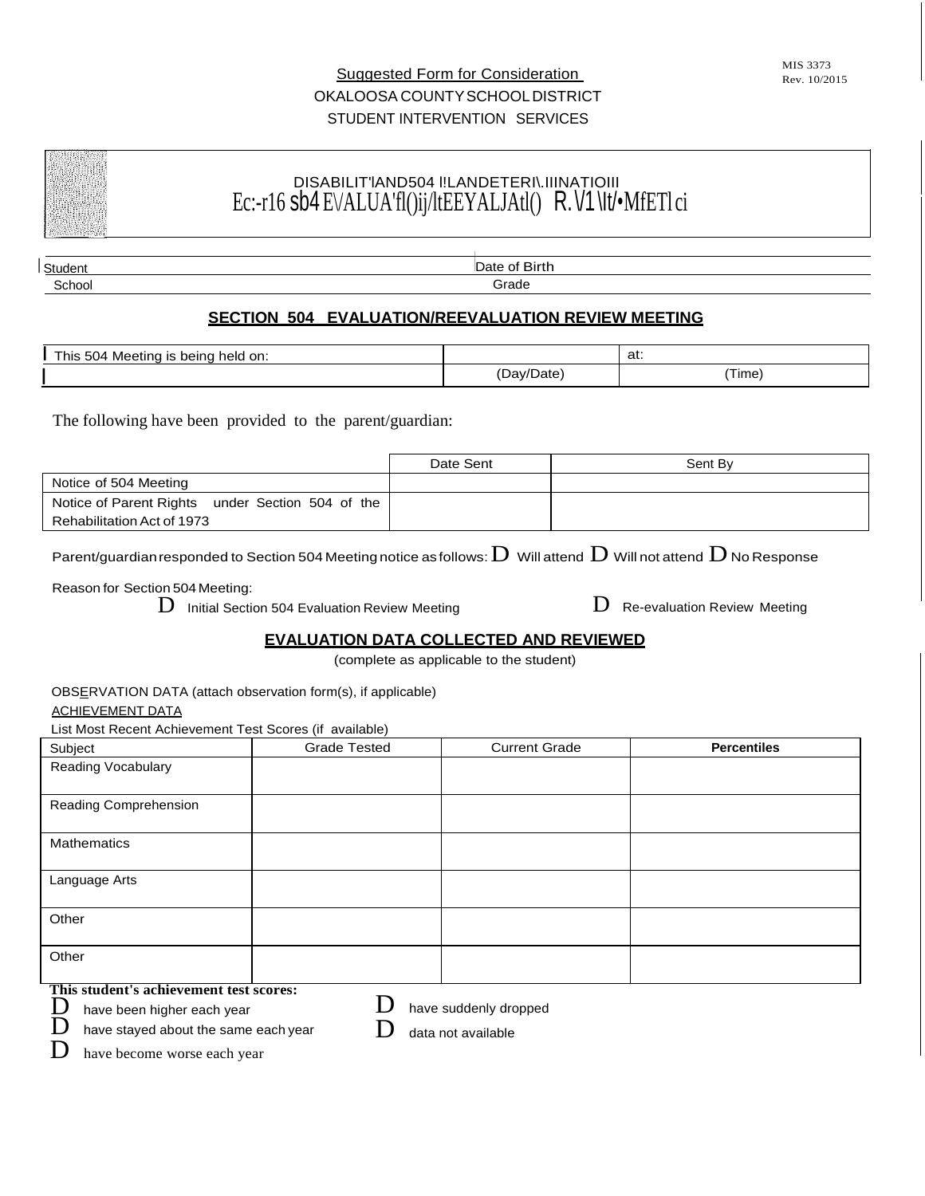MIS 3373
Rev. 10/2015

Suggested Form for Consideration

OKALOOSA COUNTY SCHOOL DISTRICT

STUDENT INTERVENTION SERVICES

DISABILIT'lAND504 l!LANDETERI\.IIINATIOIII
Ec:-r16 sb4 E\/ALUA'fl()ij/ltEEYALJAtl() R.\/1 \lt/•MfETl ci

| Student | Date of Birth |
|---|---|
| School | Grade |

## SECTION 504 EVALUATION/REEVALUATION REVIEW MEETING

| This 504 Meeting is being held on: | | at: |
|---|---|---|
| | (Day/Date) | (Time) |

The following have been provided to the parent/guardian:

| | Date Sent | Sent By |
|---|---|---|
| Notice of 504 Meeting | | |
| Notice of Parent Rights under Section 504 of the Rehabilitation Act of 1973 | | |

Parent/guardian responded to Section 504 Meeting notice as follows: D Will attend D Will not attend D No Response

Reason for Section 504 Meeting:

D Initial Section 504 Evaluation Review Meeting D Re-evaluation Review Meeting

## EVALUATION DATA COLLECTED AND REVIEWED

(complete as applicable to the student)

OBSERVATION DATA (attach observation form(s), if applicable)

ACHIEVEMENT DATA

List Most Recent Achievement Test Scores (if available)

| Subject | Grade Tested | Current Grade | **Percentiles** |
|---|---|---|---|
| Reading Vocabulary | | | |
| Reading Comprehension | | | |
| Mathematics | | | |
| Language Arts | | | |
| Other | | | |
| Other | | | |

**This student's achievement test scores:**

D have been higher each year
D have stayed about the same each year
D have become worse each year
D have suddenly dropped
D data not available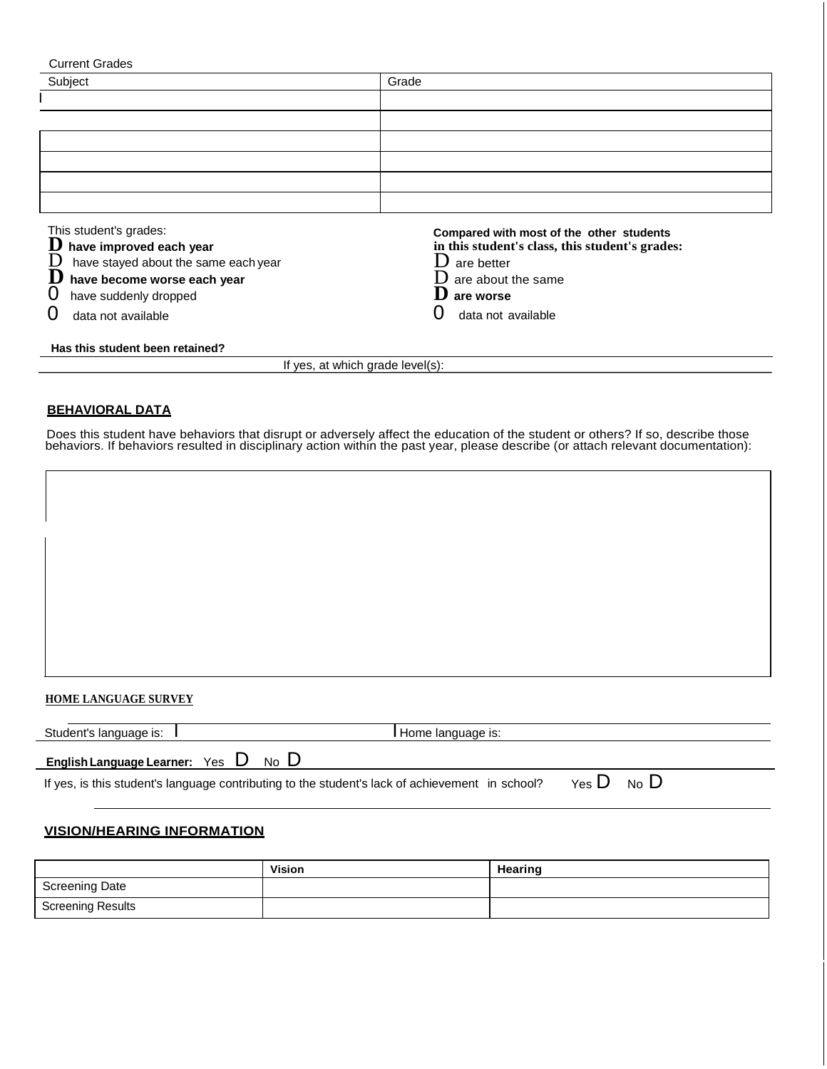Current Grades

| Subject | Grade |
|---|---|
| | |
| | |
| | |
| | |
| | |
| | |

This student's grades:

- D **have improved each year**
- D have stayed about the same each year
- D **have become worse each year**
- 0 have suddenly dropped
- 0 data not available

**Compared with most of the other students in this student's class, this student's grades:**

- D are better
- D are about the same
- D **are worse**
- 0 data not available

**Has this student been retained?**

If yes, at which grade level(s):

## BEHAVIORAL DATA

Does this student have behaviors that disrupt or adversely affect the education of the student or others? If so, describe those behaviors. If behaviors resulted in disciplinary action within the past year, please describe (or attach relevant documentation):

| |
|---|
| |

## HOME LANGUAGE SURVEY

Student's language is: | Home language is:

**English Language Learner:** Yes D No D

If yes, is this student's language contributing to the student's lack of achievement in school? Yes D No D

## VISION/HEARING INFORMATION

| | Vision | Hearing |
|---|---|---|
| Screening Date | | |
| Screening Results | | |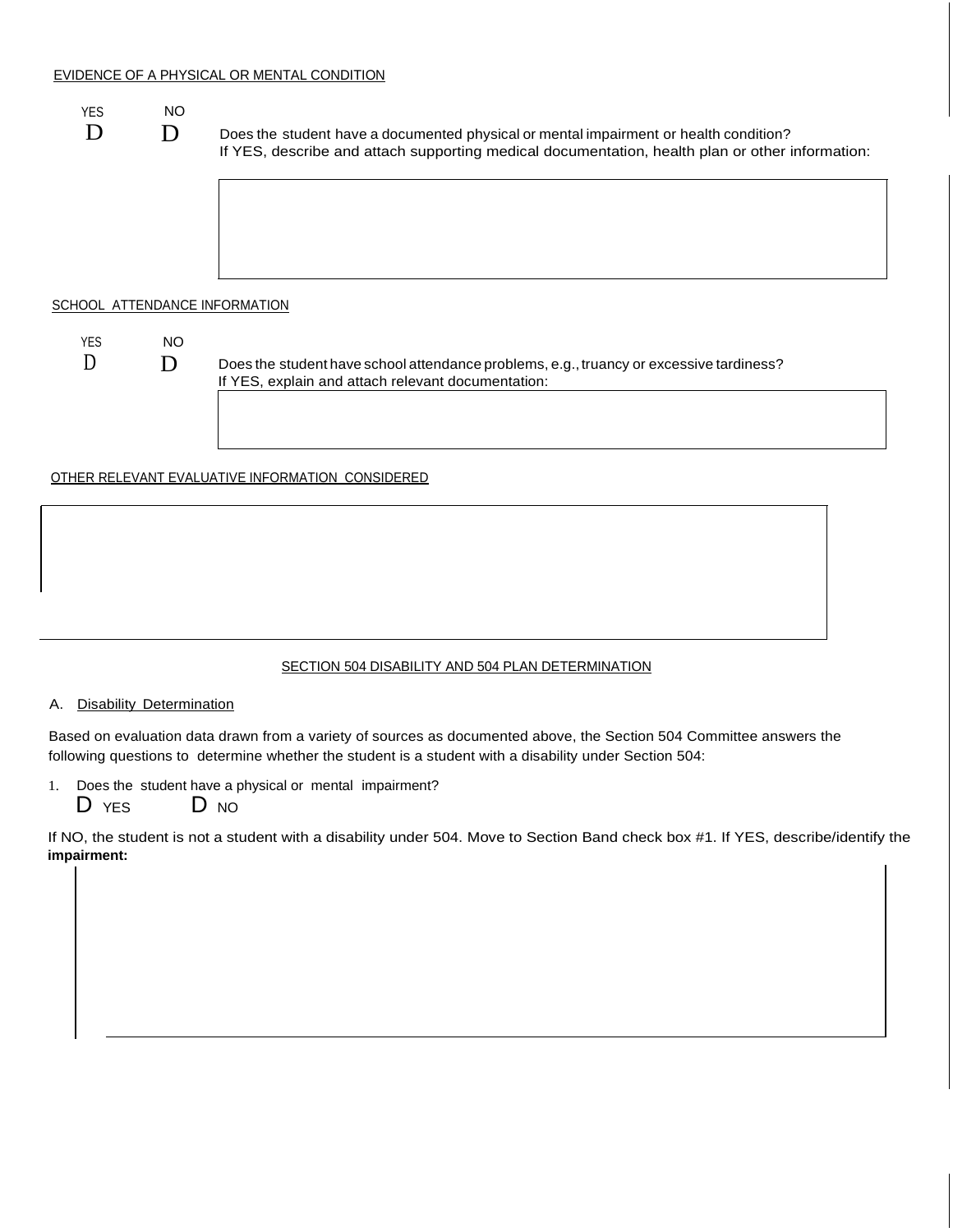EVIDENCE OF A PHYSICAL OR MENTAL CONDITION

YES NO

D D Does the student have a documented physical or mental impairment or health condition?
If YES, describe and attach supporting medical documentation, health plan or other information:

SCHOOL ATTENDANCE INFORMATION

YES NO

D D Does the student have school attendance problems, e.g., truancy or excessive tardiness?
If YES, explain and attach relevant documentation:

OTHER RELEVANT EVALUATIVE INFORMATION CONSIDERED

## SECTION 504 DISABILITY AND 504 PLAN DETERMINATION

A. Disability Determination

Based on evaluation data drawn from a variety of sources as documented above, the Section 504 Committee answers the following questions to determine whether the student is a student with a disability under Section 504:

1. Does the student have a physical or mental impairment?
   D YES D NO

If NO, the student is not a student with a disability under 504. Move to Section Band check box #1. If YES, describe/identify the **impairment:**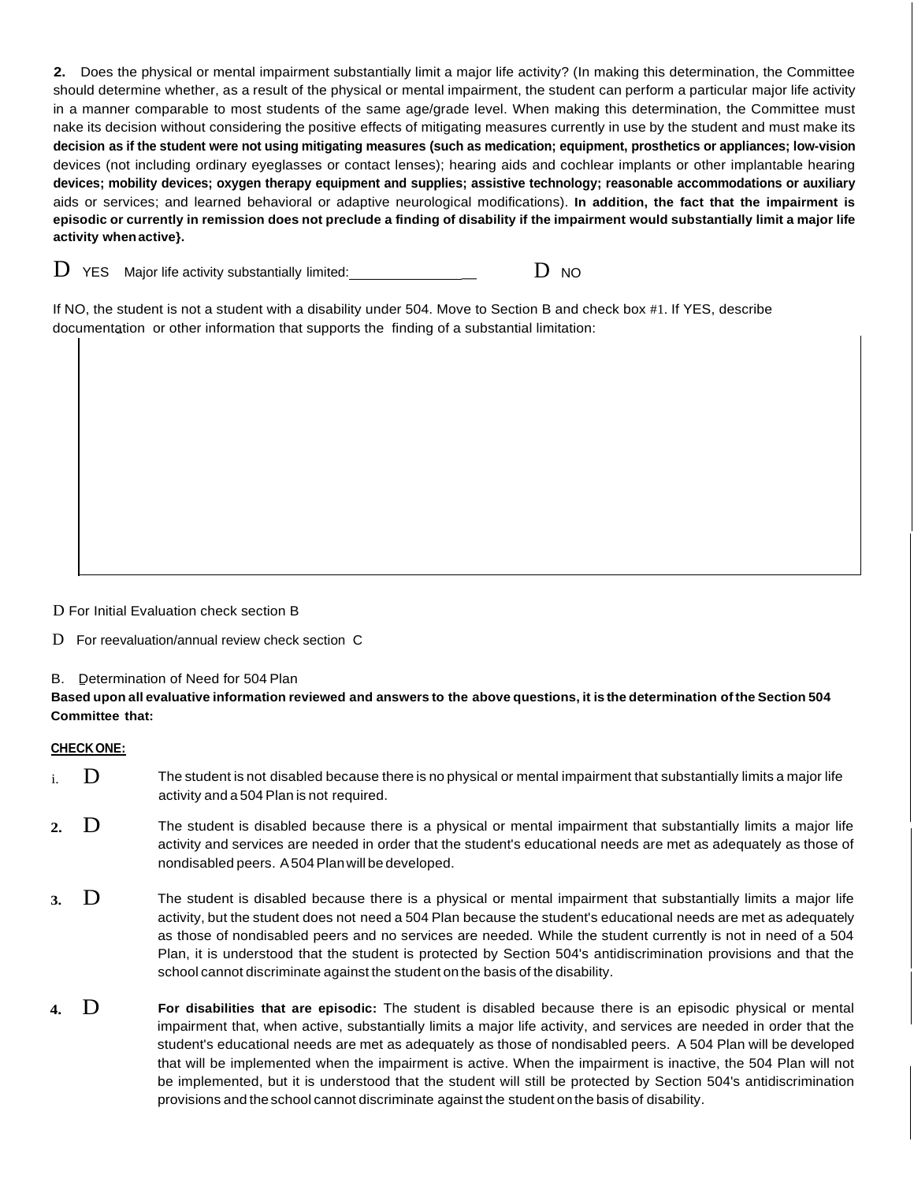**2.** Does the physical or mental impairment substantially limit a major life activity? (In making this determination, the Committee should determine whether, as a result of the physical or mental impairment, the student can perform a particular major life activity in a manner comparable to most students of the same age/grade level. When making this determination, the Committee must nake its decision without considering the positive effects of mitigating measures currently in use by the student and must make its **decision as if the student were not using mitigating measures (such as medication; equipment, prosthetics or appliances; low-vision** devices (not including ordinary eyeglasses or contact lenses); hearing aids and cochlear implants or other implantable hearing **devices; mobility devices; oxygen therapy equipment and supplies; assistive technology; reasonable accommodations or auxiliary** aids or services; and learned behavioral or adaptive neurological modifications). **In addition, the fact that the impairment is episodic or currently in remission does not preclude a finding of disability if the impairment would substantially limit a major life activity when active}.**

D YES Major life activity substantially limited:________________ D NO

If NO, the student is not a student with a disability under 504. Move to Section B and check box #1. If YES, describe documentation or other information that supports the finding of a substantial limitation:

| |
|---|
| |

D For Initial Evaluation check section B

D For reevaluation/annual review check section C

B. Determination of Need for 504 Plan

**Based upon all evaluative information reviewed and answers to the above questions, it is the determination of the Section 504 Committee that:**

**CHECK ONE:**

i. D The student is not disabled because there is no physical or mental impairment that substantially limits a major life activity and a 504 Plan is not required.

**2.** D The student is disabled because there is a physical or mental impairment that substantially limits a major life activity and services are needed in order that the student's educational needs are met as adequately as those of nondisabled peers. A 504 Plan will be developed.

**3.** D The student is disabled because there is a physical or mental impairment that substantially limits a major life activity, but the student does not need a 504 Plan because the student's educational needs are met as adequately as those of nondisabled peers and no services are needed. While the student currently is not in need of a 504 Plan, it is understood that the student is protected by Section 504's antidiscrimination provisions and that the school cannot discriminate against the student on the basis of the disability.

**4.** D **For disabilities that are episodic:** The student is disabled because there is an episodic physical or mental impairment that, when active, substantially limits a major life activity, and services are needed in order that the student's educational needs are met as adequately as those of nondisabled peers. A 504 Plan will be developed that will be implemented when the impairment is active. When the impairment is inactive, the 504 Plan will not be implemented, but it is understood that the student will still be protected by Section 504's antidiscrimination provisions and the school cannot discriminate against the student on the basis of disability.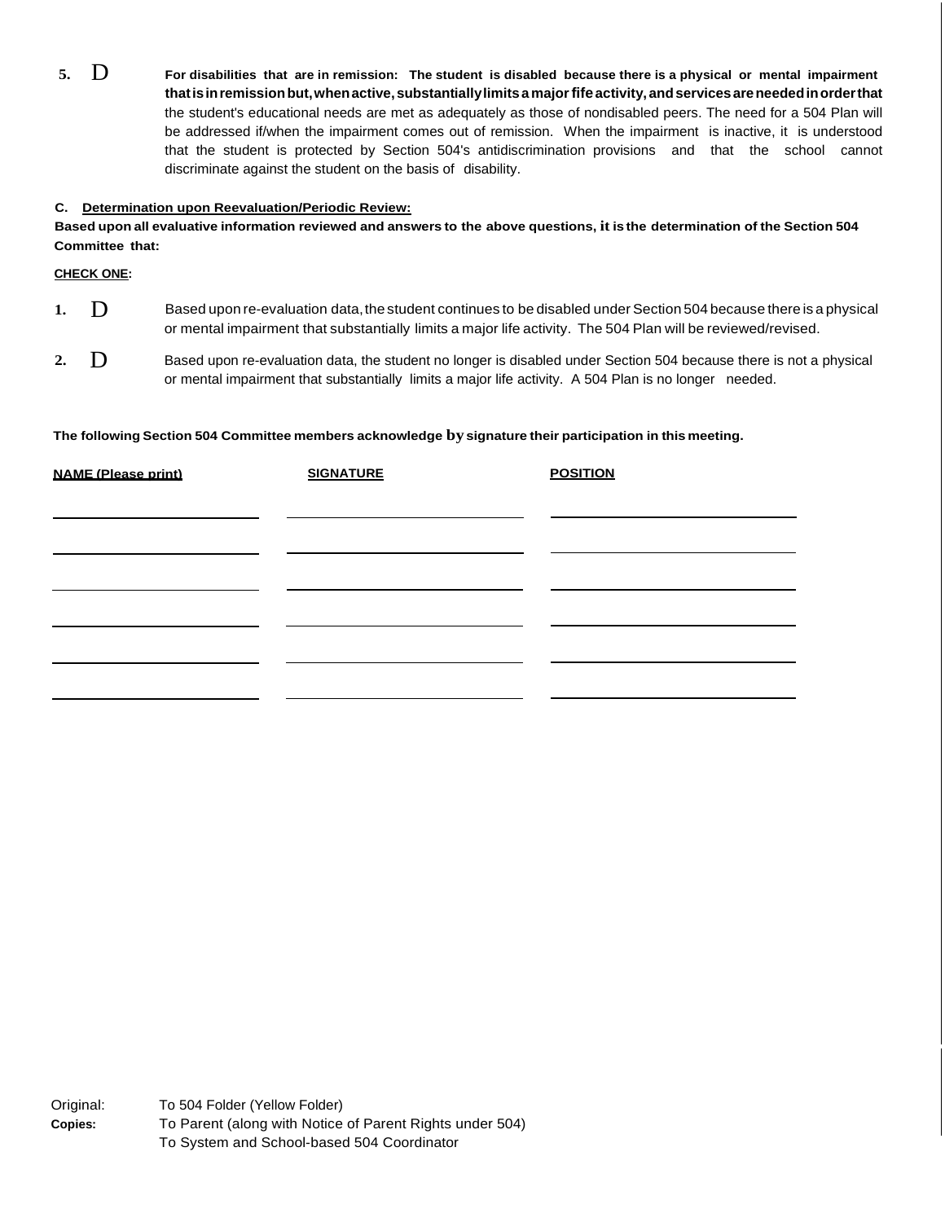5. D **For disabilities that are in remission: The student is disabled because there is a physical or mental impairment that is in remission but, when active, substantially limits a major fife activity, and services are needed in order that** the student's educational needs are met as adequately as those of nondisabled peers. The need for a 504 Plan will be addressed if/when the impairment comes out of remission. When the impairment is inactive, it is understood that the student is protected by Section 504's antidiscrimination provisions and that the school cannot discriminate against the student on the basis of disability.

**C. Determination upon Reevaluation/Periodic Review:**

**Based upon all evaluative information reviewed and answers to the above questions, it is the determination of the Section 504 Committee that:**

**CHECK ONE:**

1. D Based upon re-evaluation data, the student continues to be disabled under Section 504 because there is a physical or mental impairment that substantially limits a major life activity. The 504 Plan will be reviewed/revised.

2. D Based upon re-evaluation data, the student no longer is disabled under Section 504 because there is not a physical or mental impairment that substantially limits a major life activity. A 504 Plan is no longer needed.

**The following Section 504 Committee members acknowledge by signature their participation in this meeting.**

| NAME (Please print) | SIGNATURE | POSITION |
|---|---|---|
| | | |
| | | |
| | | |
| | | |
| | | |
| | | |

Original: To 504 Folder (Yellow Folder)

**Copies:** To Parent (along with Notice of Parent Rights under 504)
To System and School-based 504 Coordinator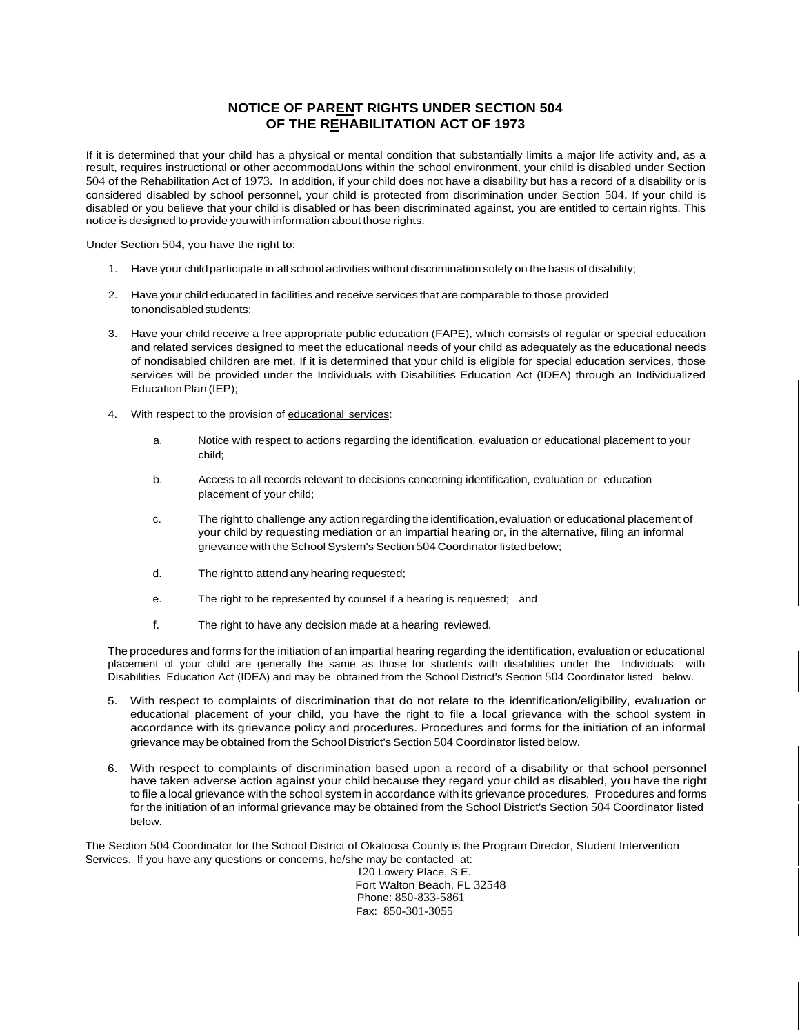## NOTICE OF PARENT RIGHTS UNDER SECTION 504 OF THE REHABILITATION ACT OF 1973

If it is determined that your child has a physical or mental condition that substantially limits a major life activity and, as a result, requires instructional or other accommodaUons within the school environment, your child is disabled under Section 504 of the Rehabilitation Act of 1973. In addition, if your child does not have a disability but has a record of a disability or is considered disabled by school personnel, your child is protected from discrimination under Section 504. If your child is disabled or you believe that your child is disabled or has been discriminated against, you are entitled to certain rights. This notice is designed to provide you with information about those rights.

Under Section 504, you have the right to:

1. Have your child participate in all school activities without discrimination solely on the basis of disability;

2. Have your child educated in facilities and receive services that are comparable to those provided to nondisabled students;

3. Have your child receive a free appropriate public education (FAPE), which consists of regular or special education and related services designed to meet the educational needs of your child as adequately as the educational needs of nondisabled children are met. If it is determined that your child is eligible for special education services, those services will be provided under the Individuals with Disabilities Education Act (IDEA) through an Individualized Education Plan (IEP);

4. With respect to the provision of educational services:

   a. Notice with respect to actions regarding the identification, evaluation or educational placement to your child;

   b. Access to all records relevant to decisions concerning identification, evaluation or education placement of your child;

   c. The right to challenge any action regarding the identification, evaluation or educational placement of your child by requesting mediation or an impartial hearing or, in the alternative, filing an informal grievance with the School System's Section 504 Coordinator listed below;

   d. The right to attend any hearing requested;

   e. The right to be represented by counsel if a hearing is requested; and

   f. The right to have any decision made at a hearing reviewed.

   The procedures and forms for the initiation of an impartial hearing regarding the identification, evaluation or educational placement of your child are generally the same as those for students with disabilities under the Individuals with Disabilities Education Act (IDEA) and may be obtained from the School District's Section 504 Coordinator listed below.

5. With respect to complaints of discrimination that do not relate to the identification/eligibility, evaluation or educational placement of your child, you have the right to file a local grievance with the school system in accordance with its grievance policy and procedures. Procedures and forms for the initiation of an informal grievance may be obtained from the School District's Section 504 Coordinator listed below.

6. With respect to complaints of discrimination based upon a record of a disability or that school personnel have taken adverse action against your child because they regard your child as disabled, you have the right to file a local grievance with the school system in accordance with its grievance procedures. Procedures and forms for the initiation of an informal grievance may be obtained from the School District's Section 504 Coordinator listed below.

The Section 504 Coordinator for the School District of Okaloosa County is the Program Director, Student Intervention Services. If you have any questions or concerns, he/she may be contacted at:

120 Lowery Place, S.E.
Fort Walton Beach, FL 32548
Phone: 850-833-5861
Fax: 850-301-3055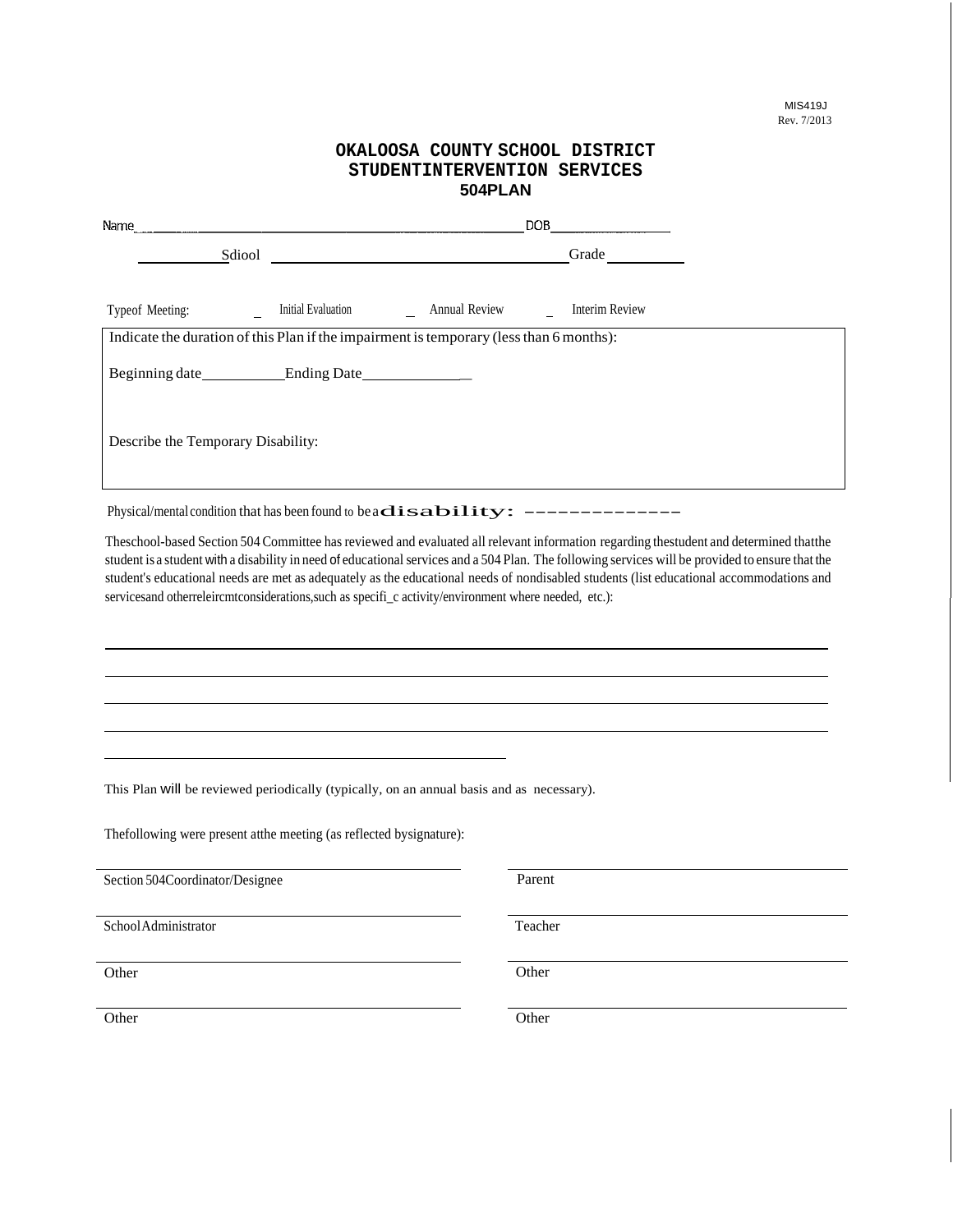MIS419J
Rev. 7/2013

# OKALOOSA COUNTY SCHOOL DISTRICT
## STUDENTINTERVENTION SERVICES
## 504PLAN

Name_______________________________________________ DOB_______________

_________Sdiool ___________________________________ Grade _________

Typeof Meeting: _ Initial Evaluation _ Annual Review _ Interim Review

Indicate the duration of this Plan if the impairment is temporary (less than 6 months):

Beginning date__________Ending Date____________ _

Describe the Temporary Disability:

Physical/mental condition that has been found to be a disability: --------------

Theschool-based Section 504 Committee has reviewed and evaluated all relevant information regarding thestudent and determined thatthe student is a student with a disability in need of educational services and a 504 Plan. The following services will be provided to ensure that the student's educational needs are met as adequately as the educational needs of nondisabled students (list educational accommodations and servicesand otherreleircmtconsiderations,such as specifi_c activity/environment where needed, etc.):

_______________________________________________________________________________

_______________________________________________________________________________

_______________________________________________________________________________

_______________________________________________________________________________

_________________________________________

This Plan will be reviewed periodically (typically, on an annual basis and as necessary).

Thefollowing were present atthe meeting (as reflected bysignature):

| | |
|---|---|
| Section 504Coordinator/Designee | Parent |
| SchoolAdministrator | Teacher |
| Other | Other |
| Other | Other |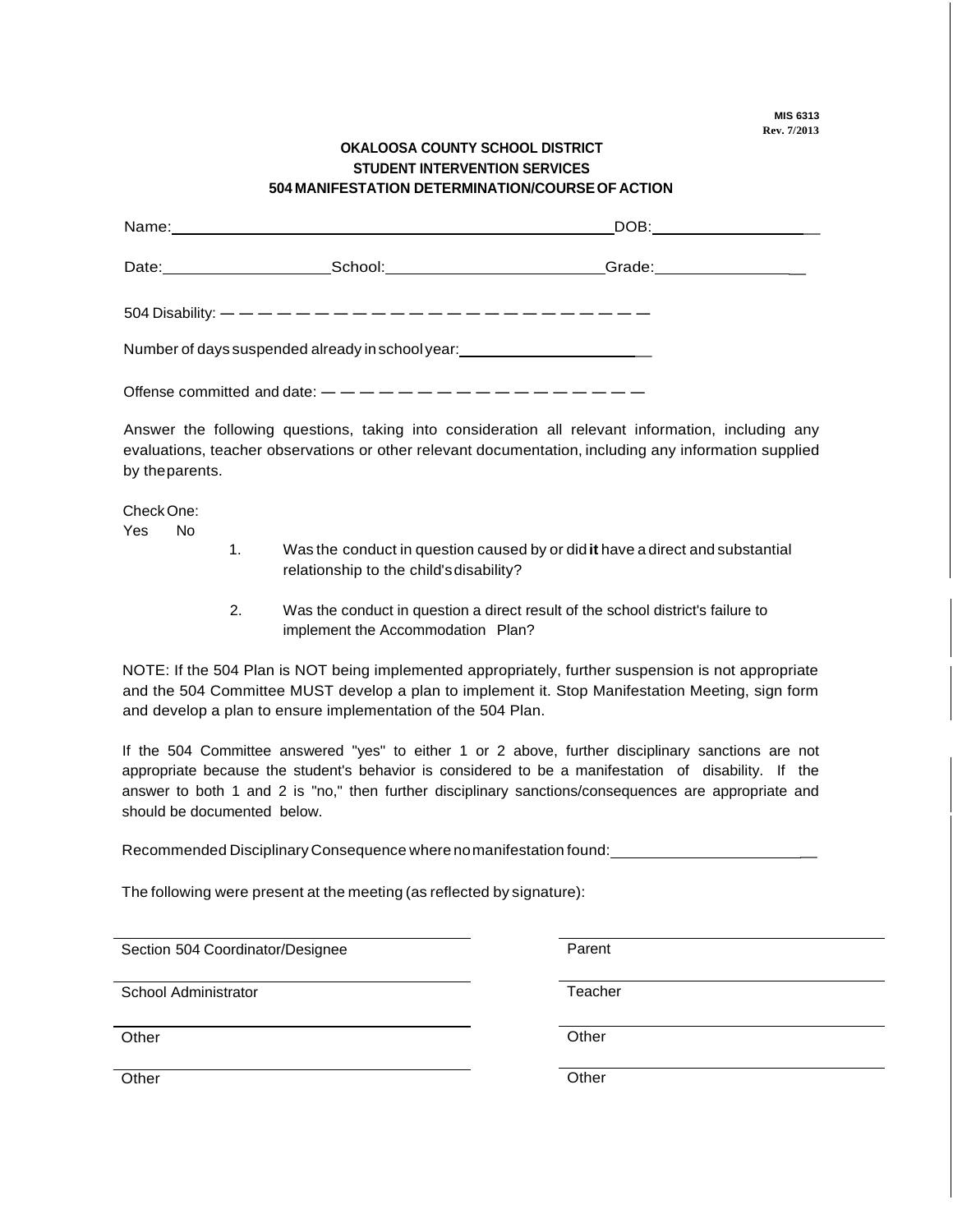MIS 6313
Rev. 7/2013

**OKALOOSA COUNTY SCHOOL DISTRICT**
**STUDENT INTERVENTION SERVICES**
**504 MANIFESTATION DETERMINATION/COURSE OF ACTION**

Name:_______________________________________________DOB:__________________

Date:__________________School:_______________________Grade:________________

504 Disability: — — — — — — — — — — — — — — — — — — — — — — — — —

Number of days suspended already in school year:______________________

Offense committed and date: — — — — — — — — — — — — — — — — — — —

Answer the following questions, taking into consideration all relevant information, including any evaluations, teacher observations or other relevant documentation, including any information supplied by the parents.

Check One:
Yes No

1. Was the conduct in question caused by or did **it** have a direct and substantial relationship to the child's disability?

2. Was the conduct in question a direct result of the school district's failure to implement the Accommodation Plan?

NOTE: If the 504 Plan is NOT being implemented appropriately, further suspension is not appropriate and the 504 Committee MUST develop a plan to implement it. Stop Manifestation Meeting, sign form and develop a plan to ensure implementation of the 504 Plan.

If the 504 Committee answered "yes" to either 1 or 2 above, further disciplinary sanctions are not appropriate because the student's behavior is considered to be a manifestation of disability. If the answer to both 1 and 2 is "no," then further disciplinary sanctions/consequences are appropriate and should be documented below.

Recommended Disciplinary Consequence where no manifestation found:______________________

The following were present at the meeting (as reflected by signature):

| | |
|---|---|
| Section 504 Coordinator/Designee | Parent |
| School Administrator | Teacher |
| Other | Other |
| Other | Other |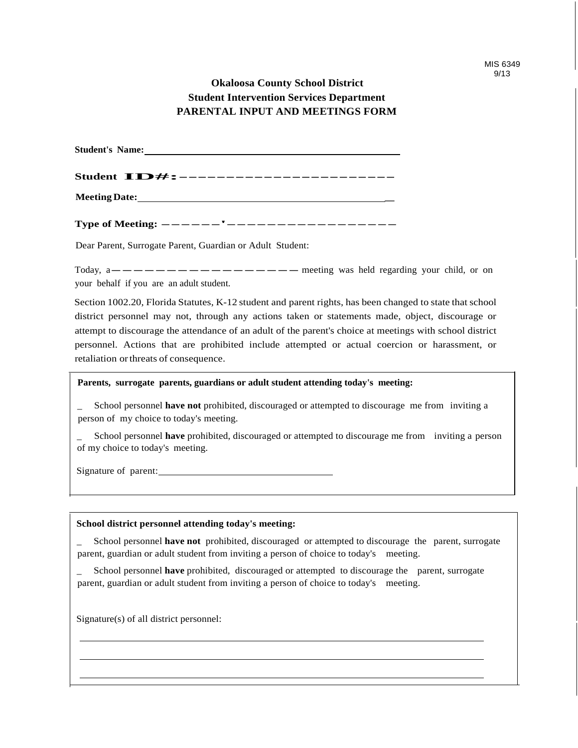MIS 6349
9/13

**Okaloosa County School District**
**Student Intervention Services Department**
**PARENTAL INPUT AND MEETINGS FORM**

**Student's Name:** ______________________________________________

**Student ID#:** ______________________________________________

**Meeting Date:** ______________________________________________

**Type of Meeting:** ______________________________________________

Dear Parent, Surrogate Parent, Guardian or Adult Student:

Today, a ____________________ meeting was held regarding your child, or on your behalf if you are an adult student.

Section 1002.20, Florida Statutes, K-12 student and parent rights, has been changed to state that school district personnel may not, through any actions taken or statements made, object, discourage or attempt to discourage the attendance of an adult of the parent's choice at meetings with school district personnel. Actions that are prohibited include attempted or actual coercion or harassment, or retaliation or threats of consequence.

**Parents, surrogate parents, guardians or adult student attending today's meeting:**

_ School personnel **have not** prohibited, discouraged or attempted to discourage me from inviting a person of my choice to today's meeting.

_ School personnel **have** prohibited, discouraged or attempted to discourage me from inviting a person of my choice to today's meeting.

Signature of parent: ______________________________

**School district personnel attending today's meeting:**

_ School personnel **have not** prohibited, discouraged or attempted to discourage the parent, surrogate parent, guardian or adult student from inviting a person of choice to today's meeting.

_ School personnel **have** prohibited, discouraged or attempted to discourage the parent, surrogate parent, guardian or adult student from inviting a person of choice to today's meeting.

Signature(s) of all district personnel:

______________________________________________

______________________________________________

______________________________________________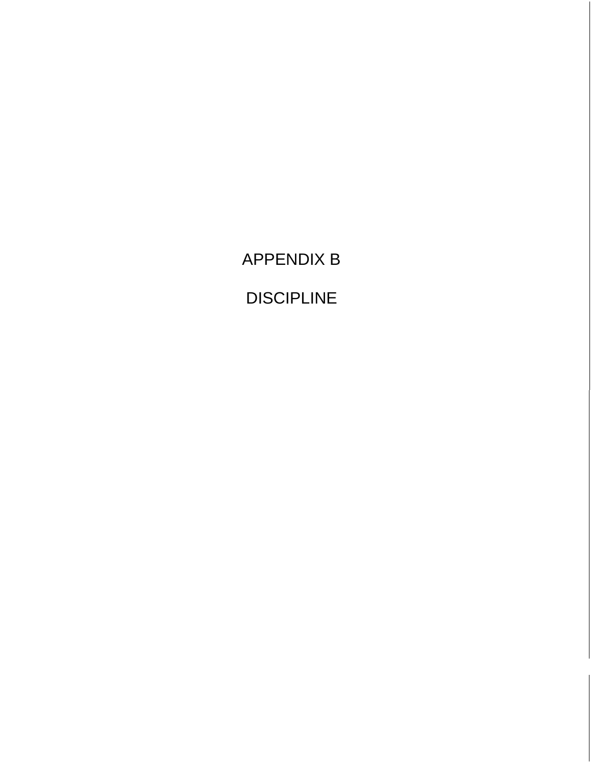# APPENDIX B

# DISCIPLINE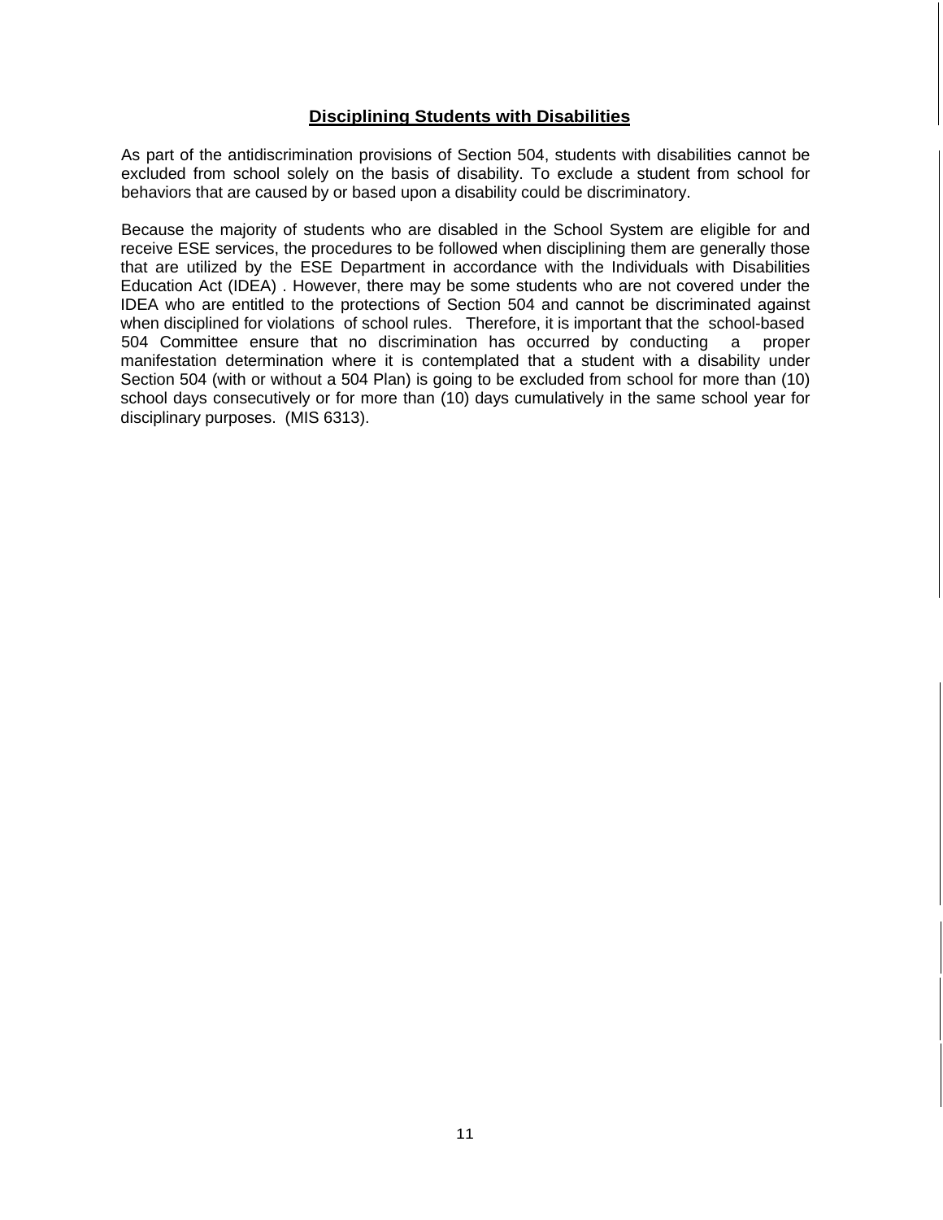## **Disciplining Students with Disabilities**

As part of the antidiscrimination provisions of Section 504, students with disabilities cannot be excluded from school solely on the basis of disability. To exclude a student from school for behaviors that are caused by or based upon a disability could be discriminatory.

Because the majority of students who are disabled in the School System are eligible for and receive ESE services, the procedures to be followed when disciplining them are generally those that are utilized by the ESE Department in accordance with the Individuals with Disabilities Education Act (IDEA) . However, there may be some students who are not covered under the IDEA who are entitled to the protections of Section 504 and cannot be discriminated against when disciplined for violations of school rules. Therefore, it is important that the school-based 504 Committee ensure that no discrimination has occurred by conducting a proper manifestation determination where it is contemplated that a student with a disability under Section 504 (with or without a 504 Plan) is going to be excluded from school for more than (10) school days consecutively or for more than (10) days cumulatively in the same school year for disciplinary purposes. (MIS 6313).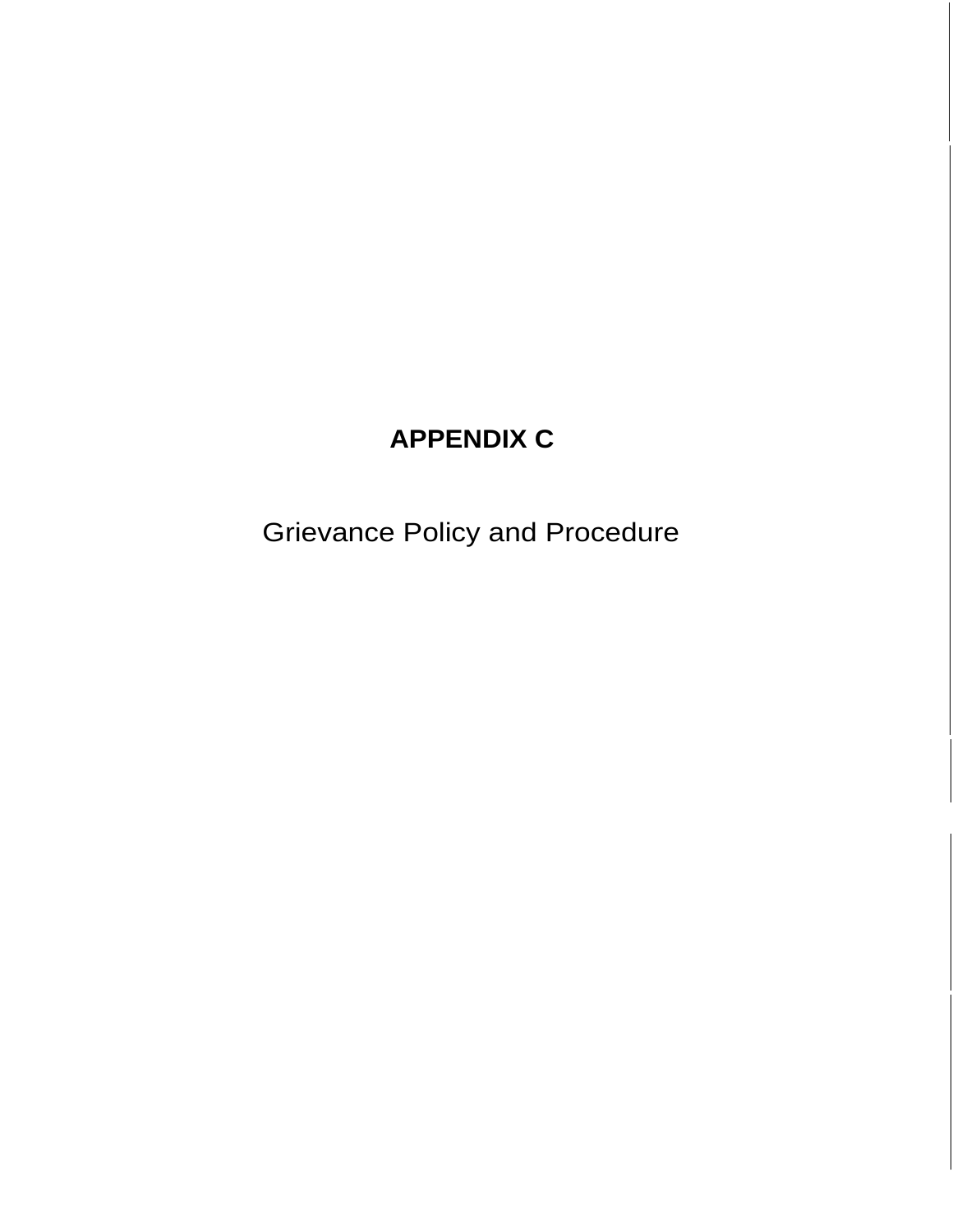# APPENDIX C

Grievance Policy and Procedure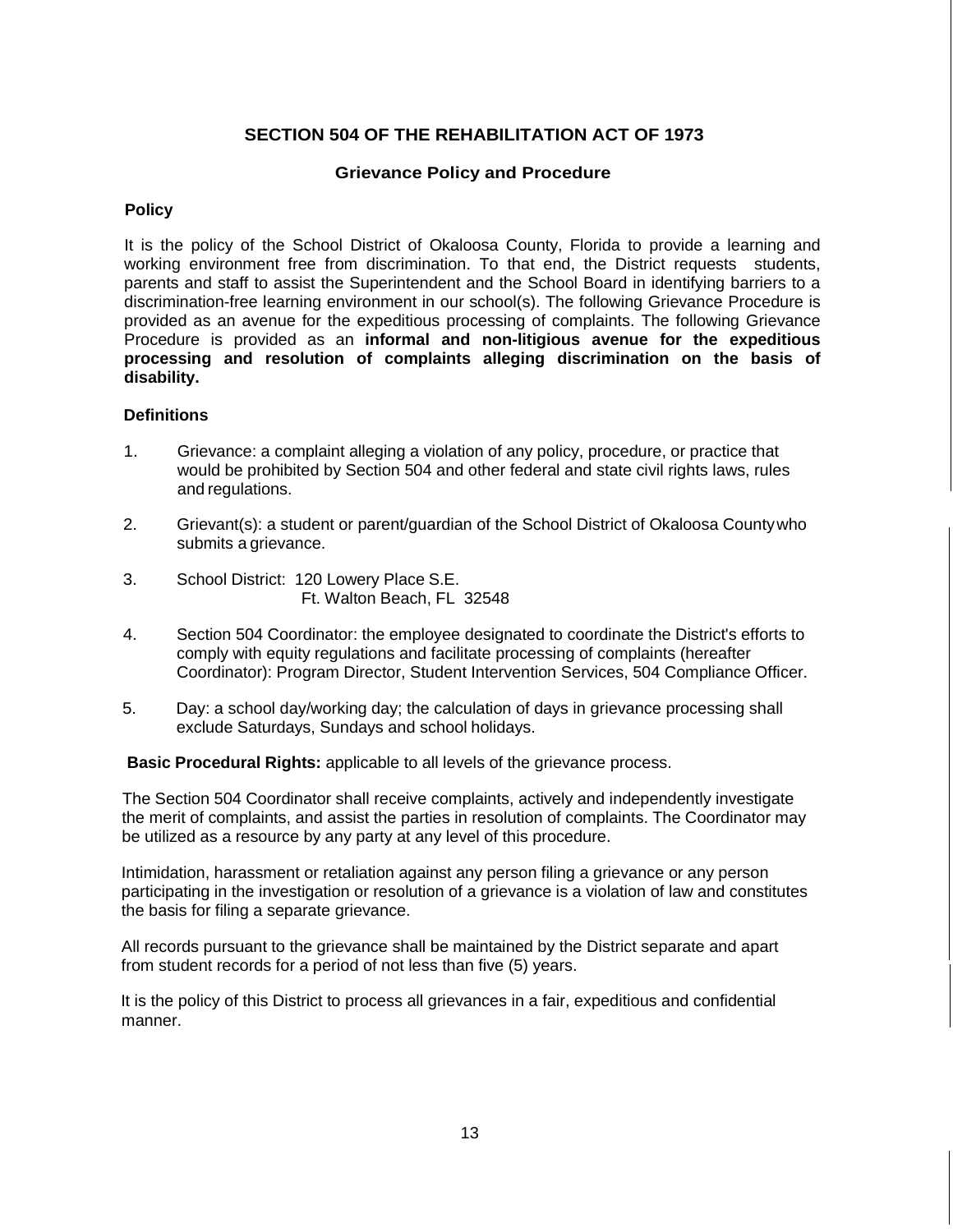# SECTION 504 OF THE REHABILITATION ACT OF 1973

## Grievance Policy and Procedure

### Policy

It is the policy of the School District of Okaloosa County, Florida to provide a learning and working environment free from discrimination. To that end, the District requests students, parents and staff to assist the Superintendent and the School Board in identifying barriers to a discrimination-free learning environment in our school(s). The following Grievance Procedure is provided as an avenue for the expeditious processing of complaints. The following Grievance Procedure is provided as an **informal and non-litigious avenue for the expeditious processing and resolution of complaints alleging discrimination on the basis of disability.**

### Definitions

1. Grievance: a complaint alleging a violation of any policy, procedure, or practice that would be prohibited by Section 504 and other federal and state civil rights laws, rules and regulations.

2. Grievant(s): a student or parent/guardian of the School District of Okaloosa County who submits a grievance.

3. School District: 120 Lowery Place S.E.
   Ft. Walton Beach, FL 32548

4. Section 504 Coordinator: the employee designated to coordinate the District's efforts to comply with equity regulations and facilitate processing of complaints (hereafter Coordinator): Program Director, Student Intervention Services, 504 Compliance Officer.

5. Day: a school day/working day; the calculation of days in grievance processing shall exclude Saturdays, Sundays and school holidays.

**Basic Procedural Rights:** applicable to all levels of the grievance process.

The Section 504 Coordinator shall receive complaints, actively and independently investigate the merit of complaints, and assist the parties in resolution of complaints. The Coordinator may be utilized as a resource by any party at any level of this procedure.

Intimidation, harassment or retaliation against any person filing a grievance or any person participating in the investigation or resolution of a grievance is a violation of law and constitutes the basis for filing a separate grievance.

All records pursuant to the grievance shall be maintained by the District separate and apart from student records for a period of not less than five (5) years.

It is the policy of this District to process all grievances in a fair, expeditious and confidential manner.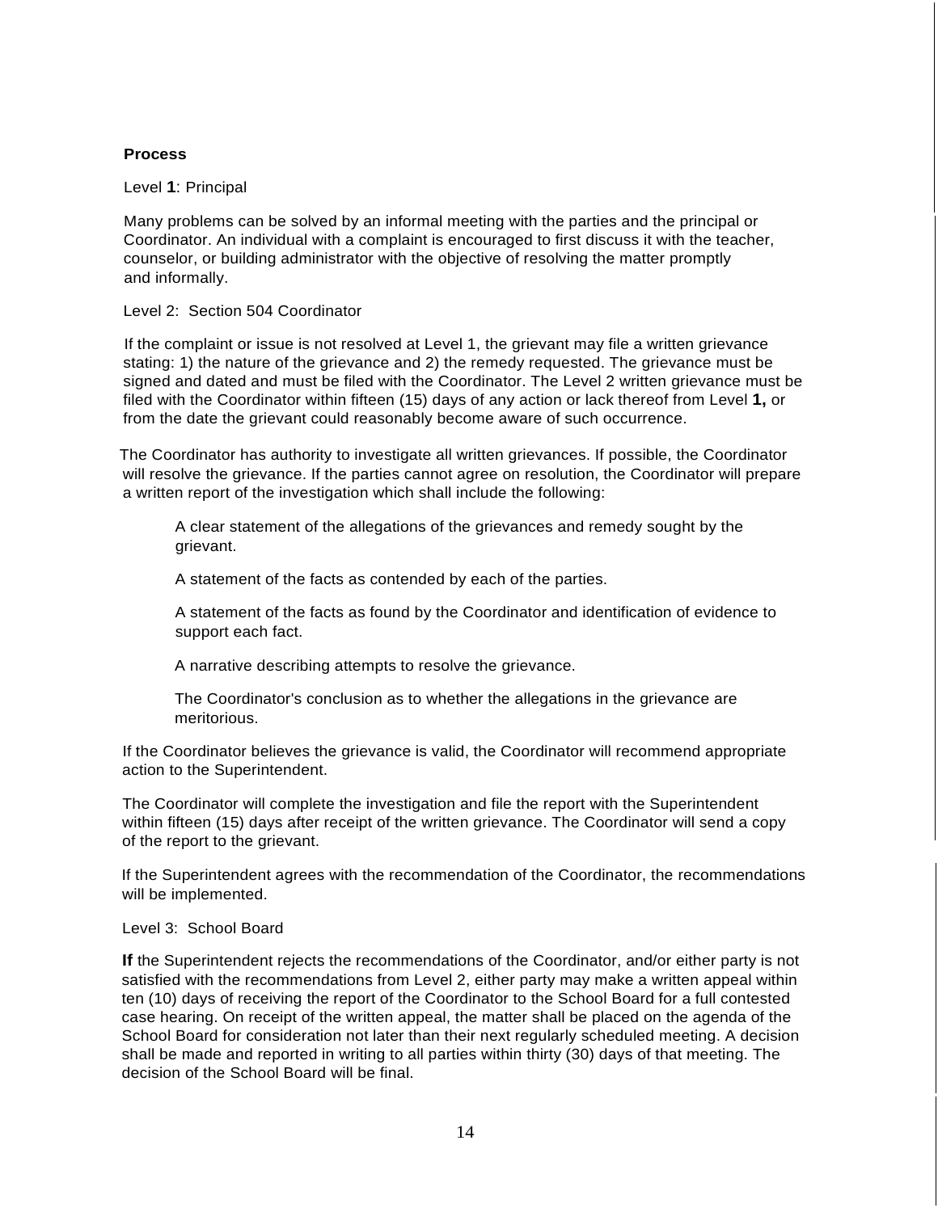**Process**

Level **1**: Principal

Many problems can be solved by an informal meeting with the parties and the principal or Coordinator. An individual with a complaint is encouraged to first discuss it with the teacher, counselor, or building administrator with the objective of resolving the matter promptly and informally.

Level 2: Section 504 Coordinator

If the complaint or issue is not resolved at Level 1, the grievant may file a written grievance stating: 1) the nature of the grievance and 2) the remedy requested. The grievance must be signed and dated and must be filed with the Coordinator. The Level 2 written grievance must be filed with the Coordinator within fifteen (15) days of any action or lack thereof from Level **1,** or from the date the grievant could reasonably become aware of such occurrence.

The Coordinator has authority to investigate all written grievances. If possible, the Coordinator will resolve the grievance. If the parties cannot agree on resolution, the Coordinator will prepare a written report of the investigation which shall include the following:

A clear statement of the allegations of the grievances and remedy sought by the grievant.

A statement of the facts as contended by each of the parties.

A statement of the facts as found by the Coordinator and identification of evidence to support each fact.

A narrative describing attempts to resolve the grievance.

The Coordinator's conclusion as to whether the allegations in the grievance are meritorious.

If the Coordinator believes the grievance is valid, the Coordinator will recommend appropriate action to the Superintendent.

The Coordinator will complete the investigation and file the report with the Superintendent within fifteen (15) days after receipt of the written grievance. The Coordinator will send a copy of the report to the grievant.

If the Superintendent agrees with the recommendation of the Coordinator, the recommendations will be implemented.

Level 3: School Board

**If** the Superintendent rejects the recommendations of the Coordinator, and/or either party is not satisfied with the recommendations from Level 2, either party may make a written appeal within ten (10) days of receiving the report of the Coordinator to the School Board for a full contested case hearing. On receipt of the written appeal, the matter shall be placed on the agenda of the School Board for consideration not later than their next regularly scheduled meeting. A decision shall be made and reported in writing to all parties within thirty (30) days of that meeting. The decision of the School Board will be final.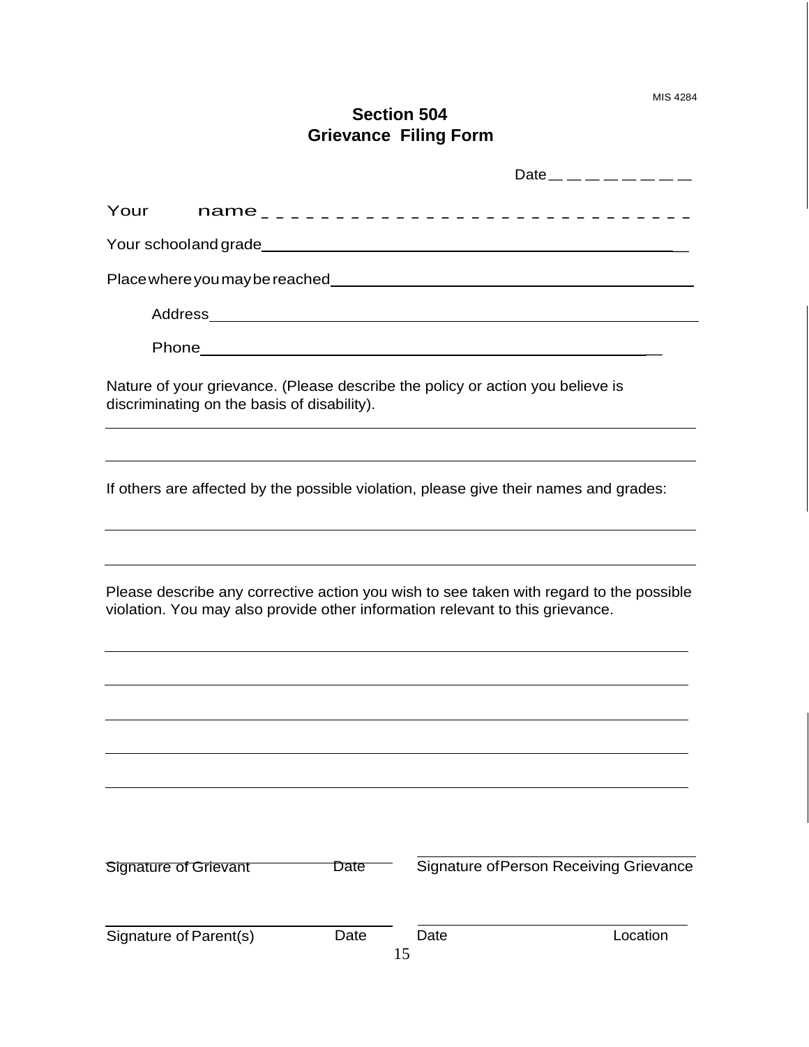MIS 4284

# Section 504
## Grievance Filing Form

Date _________

Your name _____________________________

Your school and grade _____________________________

Place where you may be reached _____________________________

Address _____________________________

Phone _____________________________

Nature of your grievance. (Please describe the policy or action you believe is discriminating on the basis of disability).

_____________________________

_____________________________

If others are affected by the possible violation, please give their names and grades:

_____________________________

_____________________________

Please describe any corrective action you wish to see taken with regard to the possible violation. You may also provide other information relevant to this grievance.

_____________________________

_____________________________

_____________________________

_____________________________

_____________________________

| | | |
|---|---|---|
| Signature of Grievant | Date | Signature of Person Receiving Grievance |
| Signature of Parent(s) | Date | Date Location |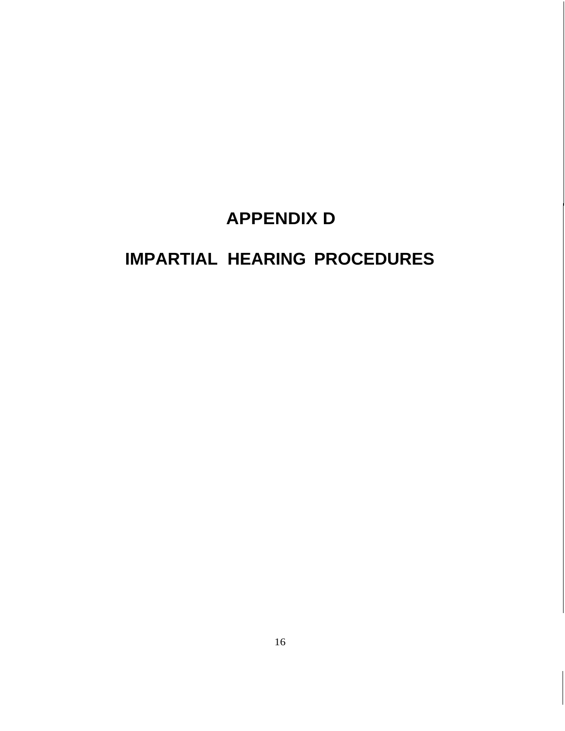# APPENDIX D

# IMPARTIAL HEARING PROCEDURES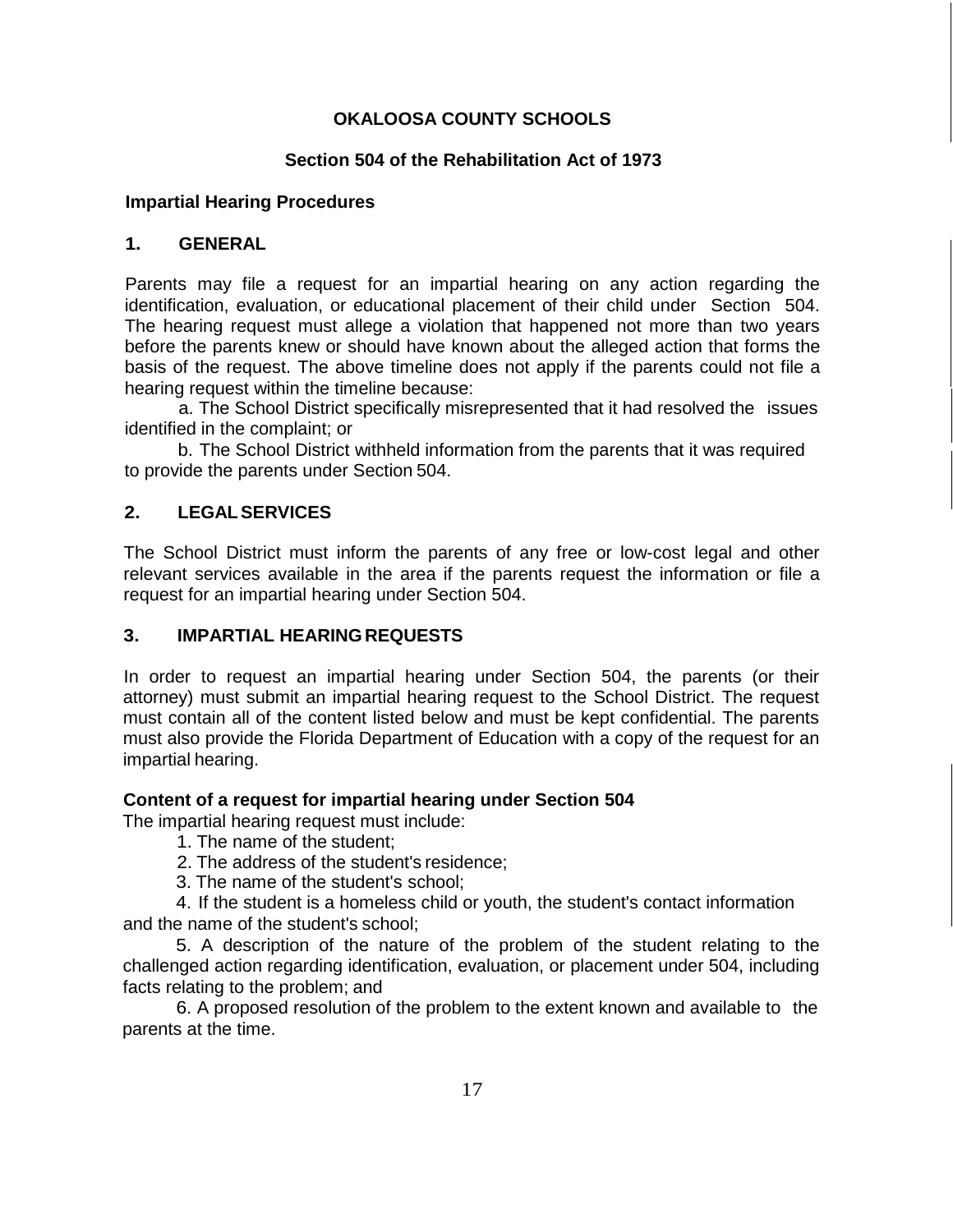**OKALOOSA COUNTY SCHOOLS**

**Section 504 of the Rehabilitation Act of 1973**

**Impartial Hearing Procedures**

## 1. GENERAL

Parents may file a request for an impartial hearing on any action regarding the identification, evaluation, or educational placement of their child under Section 504. The hearing request must allege a violation that happened not more than two years before the parents knew or should have known about the alleged action that forms the basis of the request. The above timeline does not apply if the parents could not file a hearing request within the timeline because:

a. The School District specifically misrepresented that it had resolved the issues identified in the complaint; or

b. The School District withheld information from the parents that it was required to provide the parents under Section 504.

## 2. LEGAL SERVICES

The School District must inform the parents of any free or low-cost legal and other relevant services available in the area if the parents request the information or file a request for an impartial hearing under Section 504.

## 3. IMPARTIAL HEARING REQUESTS

In order to request an impartial hearing under Section 504, the parents (or their attorney) must submit an impartial hearing request to the School District. The request must contain all of the content listed below and must be kept confidential. The parents must also provide the Florida Department of Education with a copy of the request for an impartial hearing.

**Content of a request for impartial hearing under Section 504**

The impartial hearing request must include:

1. The name of the student;
2. The address of the student's residence;
3. The name of the student's school;
4. If the student is a homeless child or youth, the student's contact information and the name of the student's school;
5. A description of the nature of the problem of the student relating to the challenged action regarding identification, evaluation, or placement under 504, including facts relating to the problem; and
6. A proposed resolution of the problem to the extent known and available to the parents at the time.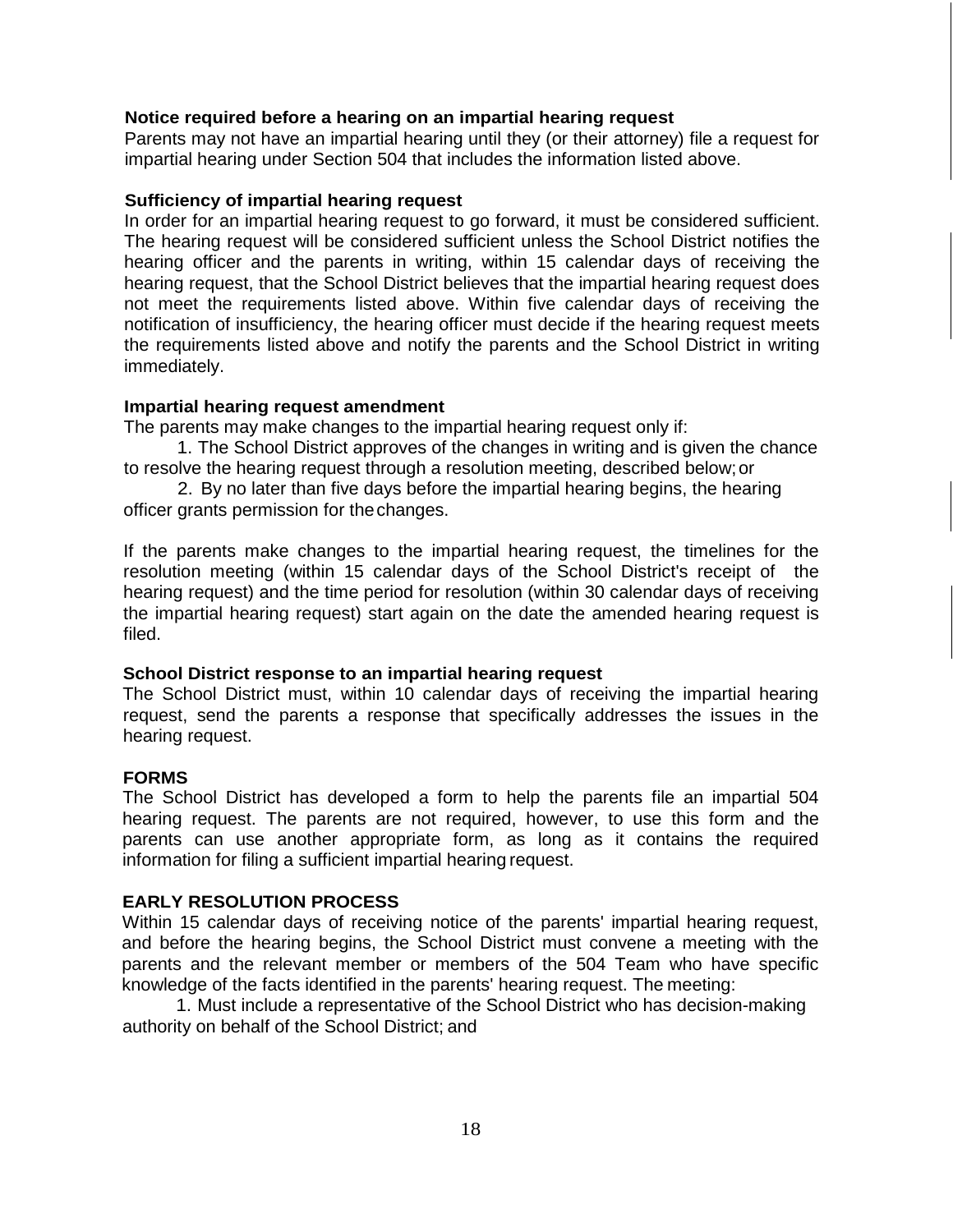**Notice required before a hearing on an impartial hearing request**

Parents may not have an impartial hearing until they (or their attorney) file a request for impartial hearing under Section 504 that includes the information listed above.

**Sufficiency of impartial hearing request**

In order for an impartial hearing request to go forward, it must be considered sufficient. The hearing request will be considered sufficient unless the School District notifies the hearing officer and the parents in writing, within 15 calendar days of receiving the hearing request, that the School District believes that the impartial hearing request does not meet the requirements listed above. Within five calendar days of receiving the notification of insufficiency, the hearing officer must decide if the hearing request meets the requirements listed above and notify the parents and the School District in writing immediately.

**Impartial hearing request amendment**

The parents may make changes to the impartial hearing request only if:

1. The School District approves of the changes in writing and is given the chance to resolve the hearing request through a resolution meeting, described below; or
2. By no later than five days before the impartial hearing begins, the hearing officer grants permission for the changes.

If the parents make changes to the impartial hearing request, the timelines for the resolution meeting (within 15 calendar days of the School District's receipt of the hearing request) and the time period for resolution (within 30 calendar days of receiving the impartial hearing request) start again on the date the amended hearing request is filed.

**School District response to an impartial hearing request**

The School District must, within 10 calendar days of receiving the impartial hearing request, send the parents a response that specifically addresses the issues in the hearing request.

**FORMS**

The School District has developed a form to help the parents file an impartial 504 hearing request. The parents are not required, however, to use this form and the parents can use another appropriate form, as long as it contains the required information for filing a sufficient impartial hearing request.

**EARLY RESOLUTION PROCESS**

Within 15 calendar days of receiving notice of the parents' impartial hearing request, and before the hearing begins, the School District must convene a meeting with the parents and the relevant member or members of the 504 Team who have specific knowledge of the facts identified in the parents' hearing request. The meeting:

1. Must include a representative of the School District who has decision-making authority on behalf of the School District; and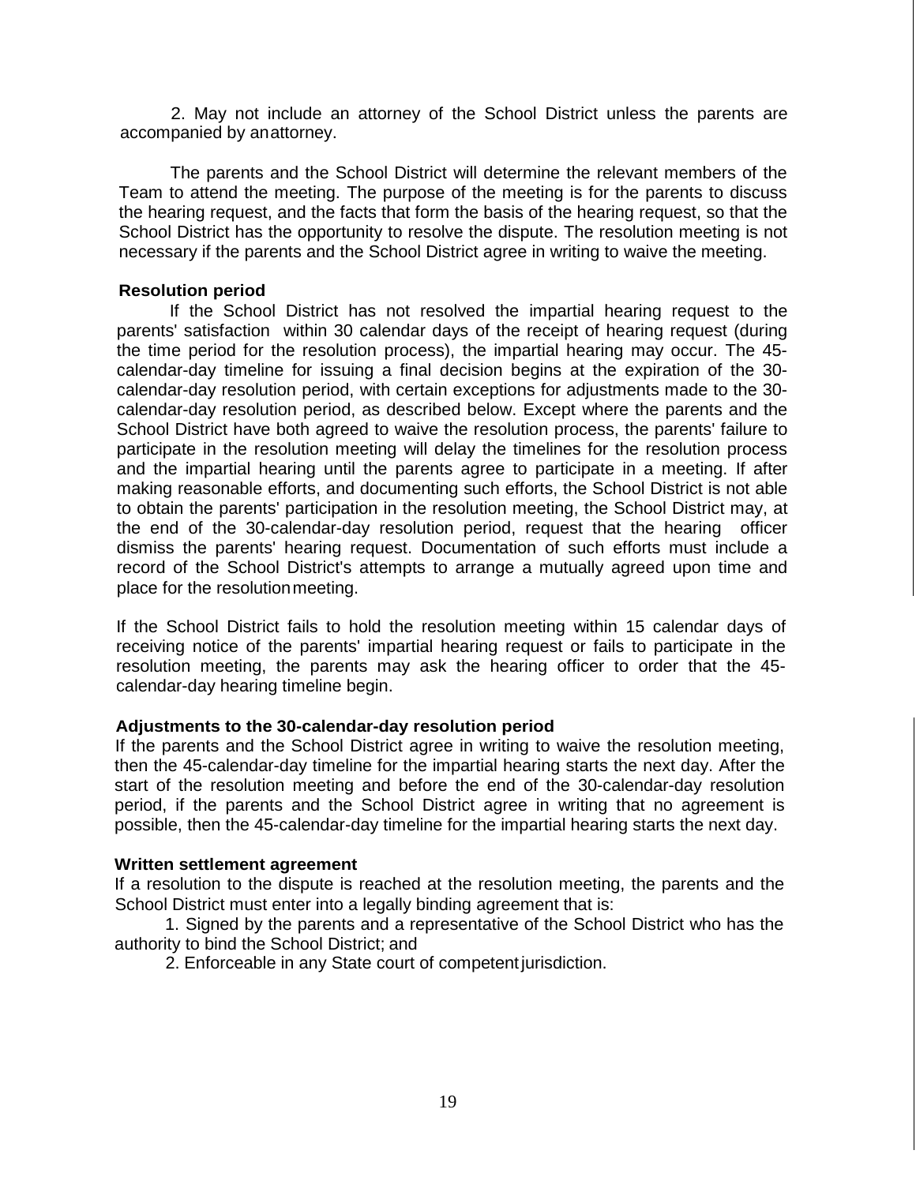2. May not include an attorney of the School District unless the parents are accompanied by an attorney.

The parents and the School District will determine the relevant members of the Team to attend the meeting. The purpose of the meeting is for the parents to discuss the hearing request, and the facts that form the basis of the hearing request, so that the School District has the opportunity to resolve the dispute. The resolution meeting is not necessary if the parents and the School District agree in writing to waive the meeting.

**Resolution period**

If the School District has not resolved the impartial hearing request to the parents' satisfaction within 30 calendar days of the receipt of hearing request (during the time period for the resolution process), the impartial hearing may occur. The 45-calendar-day timeline for issuing a final decision begins at the expiration of the 30-calendar-day resolution period, with certain exceptions for adjustments made to the 30-calendar-day resolution period, as described below. Except where the parents and the School District have both agreed to waive the resolution process, the parents' failure to participate in the resolution meeting will delay the timelines for the resolution process and the impartial hearing until the parents agree to participate in a meeting. If after making reasonable efforts, and documenting such efforts, the School District is not able to obtain the parents' participation in the resolution meeting, the School District may, at the end of the 30-calendar-day resolution period, request that the hearing officer dismiss the parents' hearing request. Documentation of such efforts must include a record of the School District's attempts to arrange a mutually agreed upon time and place for the resolution meeting.

If the School District fails to hold the resolution meeting within 15 calendar days of receiving notice of the parents' impartial hearing request or fails to participate in the resolution meeting, the parents may ask the hearing officer to order that the 45-calendar-day hearing timeline begin.

**Adjustments to the 30-calendar-day resolution period**

If the parents and the School District agree in writing to waive the resolution meeting, then the 45-calendar-day timeline for the impartial hearing starts the next day. After the start of the resolution meeting and before the end of the 30-calendar-day resolution period, if the parents and the School District agree in writing that no agreement is possible, then the 45-calendar-day timeline for the impartial hearing starts the next day.

**Written settlement agreement**

If a resolution to the dispute is reached at the resolution meeting, the parents and the School District must enter into a legally binding agreement that is:

1. Signed by the parents and a representative of the School District who has the authority to bind the School District; and
2. Enforceable in any State court of competent jurisdiction.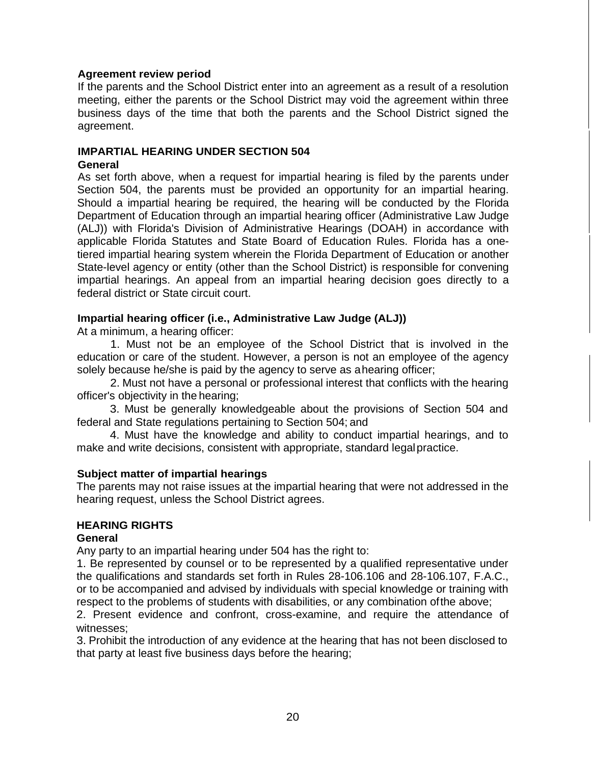**Agreement review period**

If the parents and the School District enter into an agreement as a result of a resolution meeting, either the parents or the School District may void the agreement within three business days of the time that both the parents and the School District signed the agreement.

## IMPARTIAL HEARING UNDER SECTION 504

**General**

As set forth above, when a request for impartial hearing is filed by the parents under Section 504, the parents must be provided an opportunity for an impartial hearing. Should a impartial hearing be required, the hearing will be conducted by the Florida Department of Education through an impartial hearing officer (Administrative Law Judge (ALJ)) with Florida's Division of Administrative Hearings (DOAH) in accordance with applicable Florida Statutes and State Board of Education Rules. Florida has a one-tiered impartial hearing system wherein the Florida Department of Education or another State-level agency or entity (other than the School District) is responsible for convening impartial hearings. An appeal from an impartial hearing decision goes directly to a federal district or State circuit court.

**Impartial hearing officer (i.e., Administrative Law Judge (ALJ))**

At a minimum, a hearing officer:

1. Must not be an employee of the School District that is involved in the education or care of the student. However, a person is not an employee of the agency solely because he/she is paid by the agency to serve as a hearing officer;
2. Must not have a personal or professional interest that conflicts with the hearing officer's objectivity in the hearing;
3. Must be generally knowledgeable about the provisions of Section 504 and federal and State regulations pertaining to Section 504; and
4. Must have the knowledge and ability to conduct impartial hearings, and to make and write decisions, consistent with appropriate, standard legal practice.

**Subject matter of impartial hearings**

The parents may not raise issues at the impartial hearing that were not addressed in the hearing request, unless the School District agrees.

## HEARING RIGHTS

**General**

Any party to an impartial hearing under 504 has the right to:

1. Be represented by counsel or to be represented by a qualified representative under the qualifications and standards set forth in Rules 28-106.106 and 28-106.107, F.A.C., or to be accompanied and advised by individuals with special knowledge or training with respect to the problems of students with disabilities, or any combination of the above;
2. Present evidence and confront, cross-examine, and require the attendance of witnesses;
3. Prohibit the introduction of any evidence at the hearing that has not been disclosed to that party at least five business days before the hearing;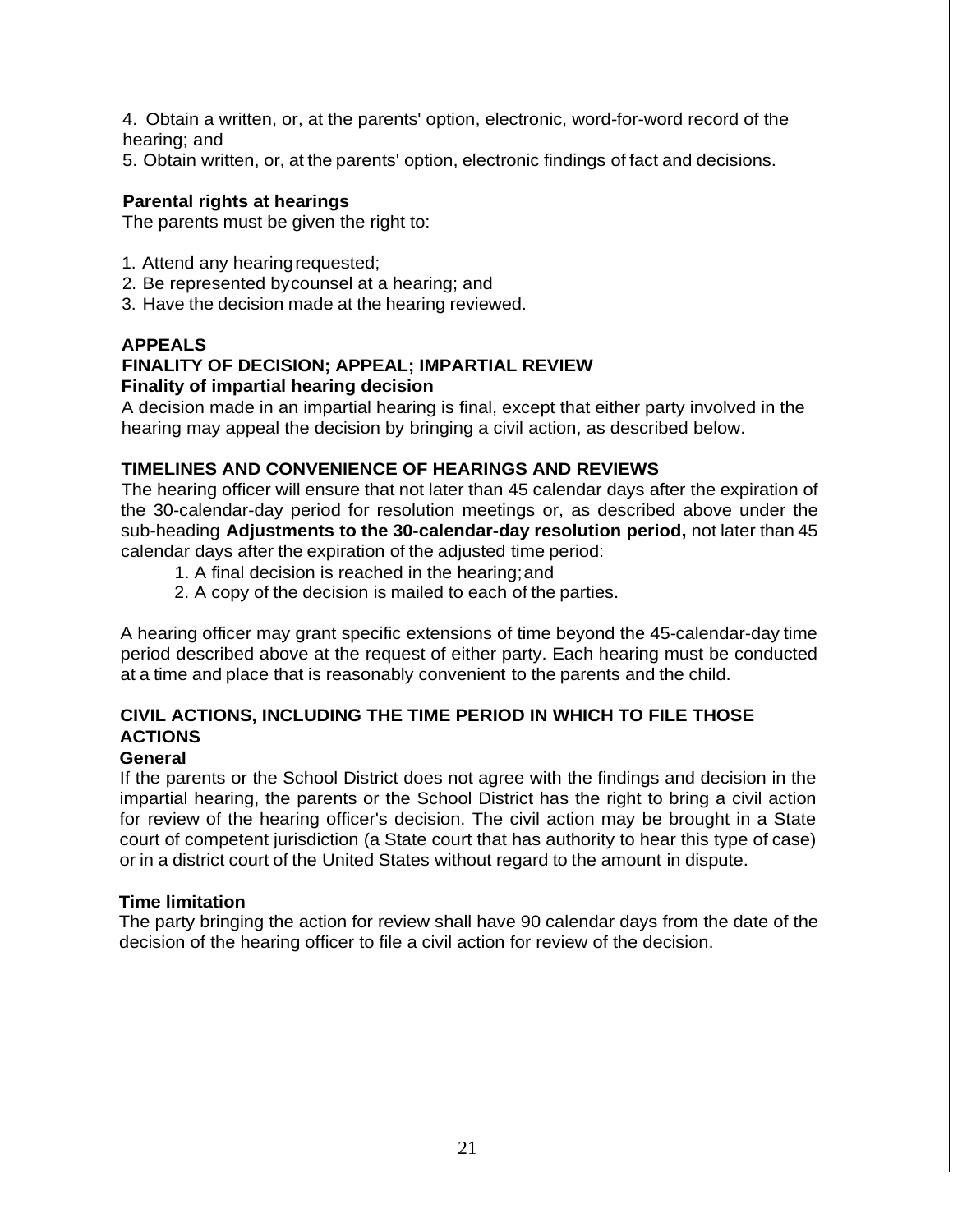4. Obtain a written, or, at the parents' option, electronic, word-for-word record of the hearing; and
5. Obtain written, or, at the parents' option, electronic findings of fact and decisions.

**Parental rights at hearings**

The parents must be given the right to:

1. Attend any hearing requested;
2. Be represented by counsel at a hearing; and
3. Have the decision made at the hearing reviewed.

## APPEALS

### FINALITY OF DECISION; APPEAL; IMPARTIAL REVIEW

**Finality of impartial hearing decision**

A decision made in an impartial hearing is final, except that either party involved in the hearing may appeal the decision by bringing a civil action, as described below.

### TIMELINES AND CONVENIENCE OF HEARINGS AND REVIEWS

The hearing officer will ensure that not later than 45 calendar days after the expiration of the 30-calendar-day period for resolution meetings or, as described above under the sub-heading **Adjustments to the 30-calendar-day resolution period,** not later than 45 calendar days after the expiration of the adjusted time period:

1. A final decision is reached in the hearing; and
2. A copy of the decision is mailed to each of the parties.

A hearing officer may grant specific extensions of time beyond the 45-calendar-day time period described above at the request of either party. Each hearing must be conducted at a time and place that is reasonably convenient to the parents and the child.

### CIVIL ACTIONS, INCLUDING THE TIME PERIOD IN WHICH TO FILE THOSE ACTIONS

**General**

If the parents or the School District does not agree with the findings and decision in the impartial hearing, the parents or the School District has the right to bring a civil action for review of the hearing officer's decision. The civil action may be brought in a State court of competent jurisdiction (a State court that has authority to hear this type of case) or in a district court of the United States without regard to the amount in dispute.

**Time limitation**

The party bringing the action for review shall have 90 calendar days from the date of the decision of the hearing officer to file a civil action for review of the decision.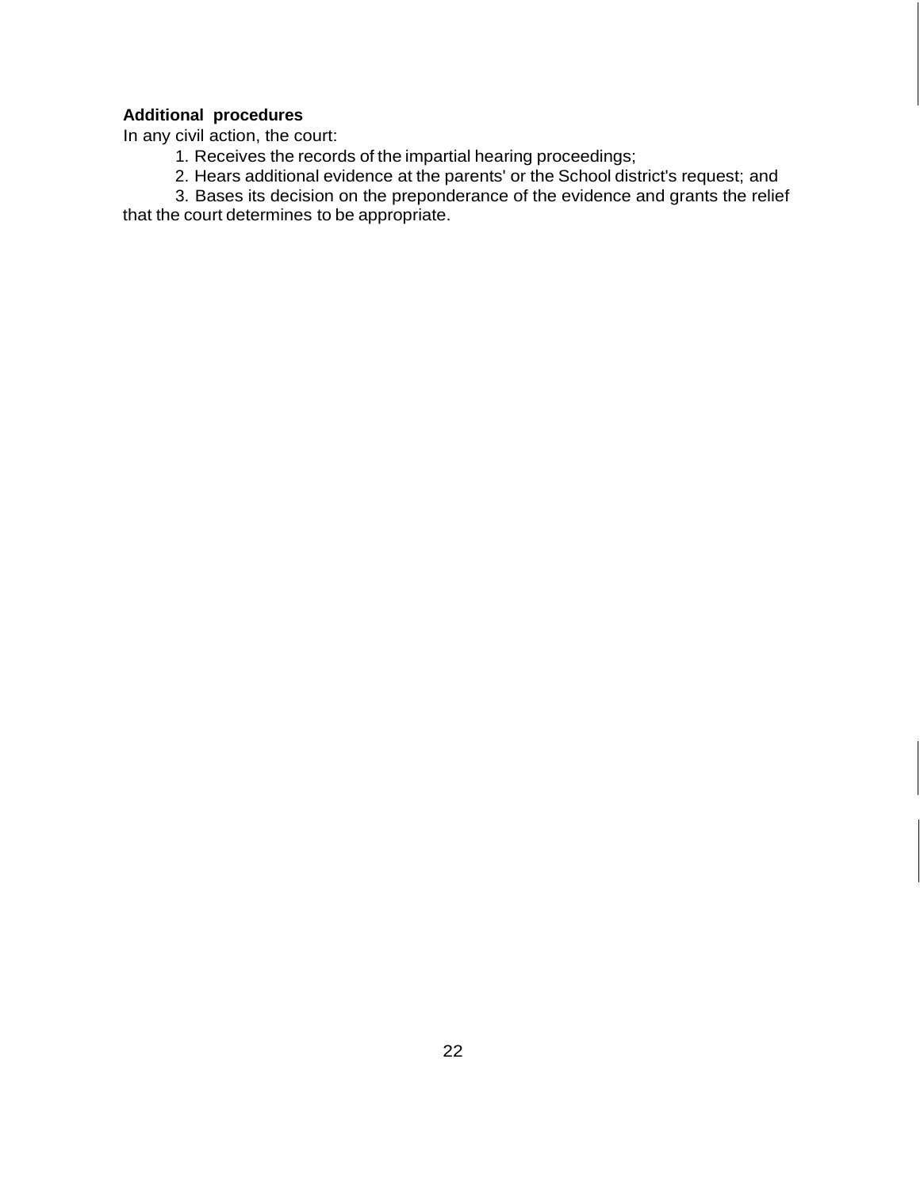**Additional procedures**

In any civil action, the court:

1. Receives the records of the impartial hearing proceedings;
2. Hears additional evidence at the parents' or the School district's request; and
3. Bases its decision on the preponderance of the evidence and grants the relief that the court determines to be appropriate.